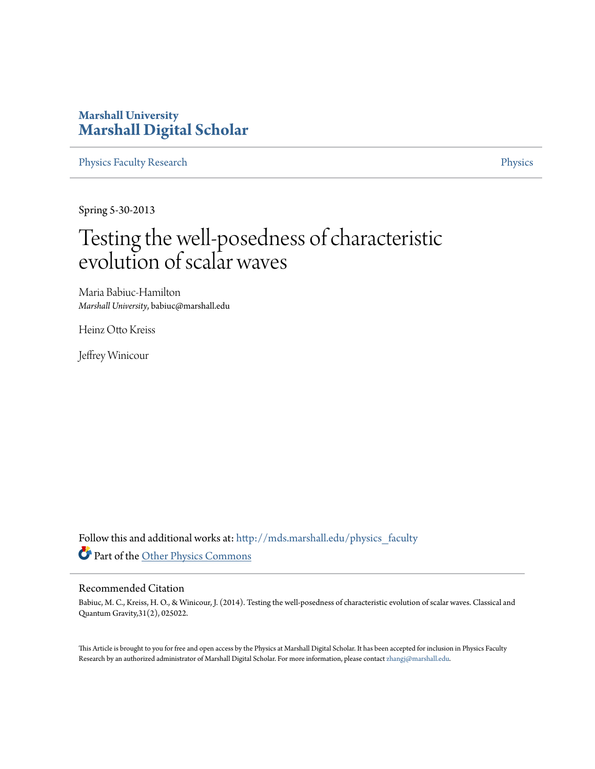**Marshall University**
# Marshall Digital Scholar

Physics Faculty Research | Physics

Spring 5-30-2013

# Testing the well-posedness of characteristic evolution of scalar waves

Maria Babiuc-Hamilton
*Marshall University*, babiuc@marshall.edu

Heinz Otto Kreiss

Jeffrey Winicour

Follow this and additional works at: http://mds.marshall.edu/physics_faculty

Part of the Other Physics Commons

## Recommended Citation

Babiuc, M. C., Kreiss, H. O., & Winicour, J. (2014). Testing the well-posedness of characteristic evolution of scalar waves. Classical and Quantum Gravity,31(2), 025022.

This Article is brought to you for free and open access by the Physics at Marshall Digital Scholar. It has been accepted for inclusion in Physics Faculty Research by an authorized administrator of Marshall Digital Scholar. For more information, please contact zhangj@marshall.edu.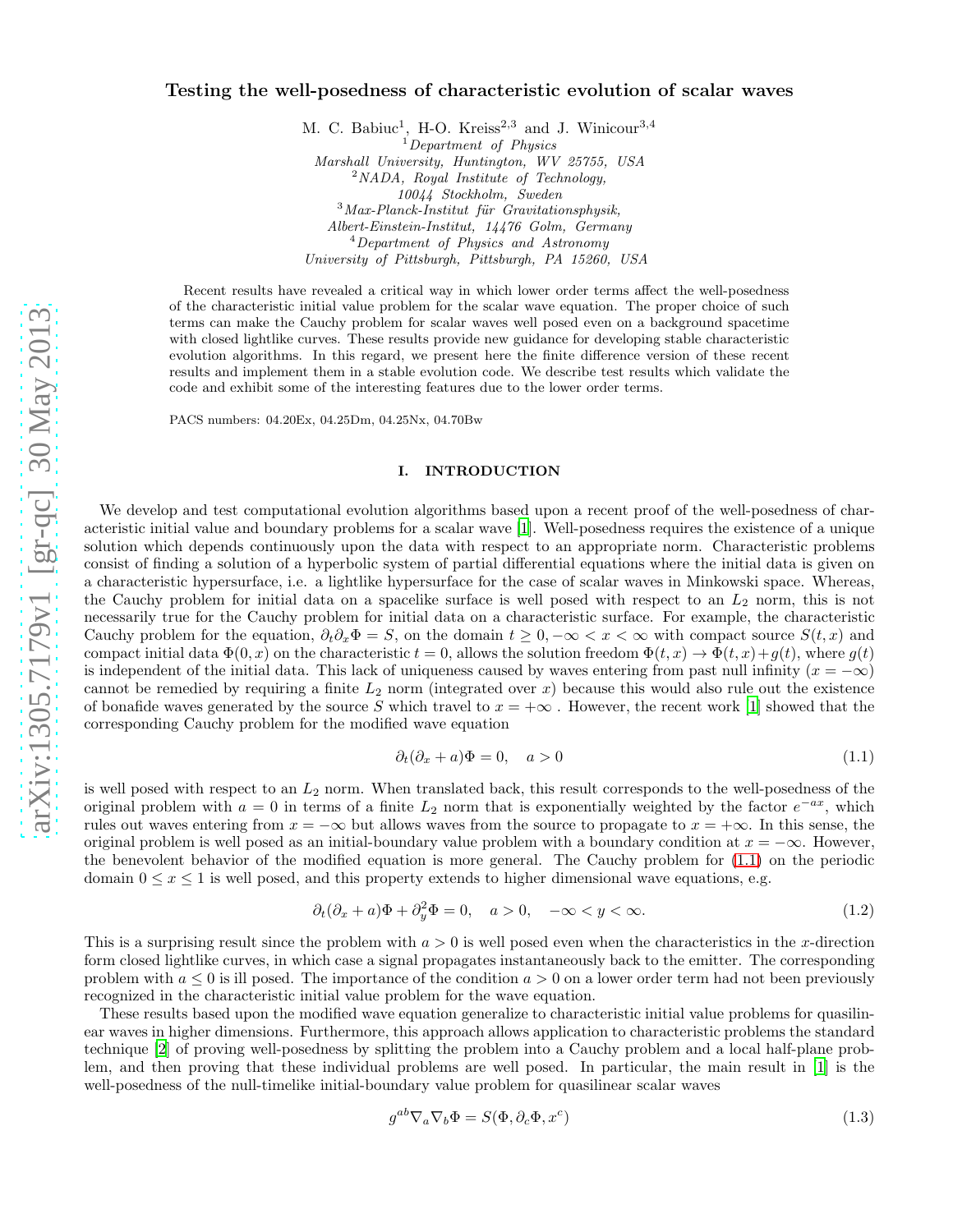# Testing the well-posedness of characteristic evolution of scalar waves

M. C. Babiuc[1], H-O. Kreiss[2,3] and J. Winicour[3,4]

[1] *Department of Physics*
*Marshall University, Huntington, WV 25755, USA*
[2] *NADA, Royal Institute of Technology,*
*10044 Stockholm, Sweden*
[3] *Max-Planck-Institut für Gravitationsphysik,*
*Albert-Einstein-Institut, 14476 Golm, Germany*
[4] *Department of Physics and Astronomy*
*University of Pittsburgh, Pittsburgh, PA 15260, USA*

Recent results have revealed a critical way in which lower order terms affect the well-posedness of the characteristic initial value problem for the scalar wave equation. The proper choice of such terms can make the Cauchy problem for scalar waves well posed even on a background spacetime with closed lightlike curves. These results provide new guidance for developing stable characteristic evolution algorithms. In this regard, we present here the finite difference version of these recent results and implement them in a stable evolution code. We describe test results which validate the code and exhibit some of the interesting features due to the lower order terms.

PACS numbers: 04.20Ex, 04.25Dm, 04.25Nx, 04.70Bw

## I. INTRODUCTION

We develop and test computational evolution algorithms based upon a recent proof of the well-posedness of characteristic initial value and boundary problems for a scalar wave [1]. Well-posedness requires the existence of a unique solution which depends continuously upon the data with respect to an appropriate norm. Characteristic problems consist of finding a solution of a hyperbolic system of partial differential equations where the initial data is given on a characteristic hypersurface, i.e. a lightlike hypersurface for the case of scalar waves in Minkowski space. Whereas, the Cauchy problem for initial data on a spacelike surface is well posed with respect to an $L_2$ norm, this is not necessarily true for the Cauchy problem for initial data on a characteristic surface. For example, the characteristic Cauchy problem for the equation, $\partial_t \partial_x \Phi = S$, on the domain $t \geq 0, -\infty < x < \infty$ with compact source $S(t,x)$ and compact initial data $\Phi(0,x)$ on the characteristic $t = 0$, allows the solution freedom $\Phi(t,x) \to \Phi(t,x) + g(t)$, where $g(t)$ is independent of the initial data. This lack of uniqueness caused by waves entering from past null infinity ($x = -\infty$) cannot be remedied by requiring a finite $L_2$ norm (integrated over $x$) because this would also rule out the existence of bonafide waves generated by the source $S$ which travel to $x = +\infty$ . However, the recent work [1] showed that the corresponding Cauchy problem for the modified wave equation

$$\partial_t (\partial_x + a)\Phi = 0, \quad a > 0 \tag{1.1}$$

is well posed with respect to an $L_2$ norm. When translated back, this result corresponds to the well-posedness of the original problem with $a = 0$ in terms of a finite $L_2$ norm that is exponentially weighted by the factor $e^{-ax}$, which rules out waves entering from $x = -\infty$ but allows waves from the source to propagate to $x = +\infty$. In this sense, the original problem is well posed as an initial-boundary value problem with a boundary condition at $x = -\infty$. However, the benevolent behavior of the modified equation is more general. The Cauchy problem for (1.1) on the periodic domain $0 \leq x \leq 1$ is well posed, and this property extends to higher dimensional wave equations, e.g.

$$\partial_t (\partial_x + a)\Phi + \partial_y^2 \Phi = 0, \quad a > 0, \quad -\infty < y < \infty. \tag{1.2}$$

This is a surprising result since the problem with $a > 0$ is well posed even when the characteristics in the $x$-direction form closed lightlike curves, in which case a signal propagates instantaneously back to the emitter. The corresponding problem with $a \leq 0$ is ill posed. The importance of the condition $a > 0$ on a lower order term had not been previously recognized in the characteristic initial value problem for the wave equation.

These results based upon the modified wave equation generalize to characteristic initial value problems for quasilinear waves in higher dimensions. Furthermore, this approach allows application to characteristic problems the standard technique [2] of proving well-posedness by splitting the problem into a Cauchy problem and a local half-plane problem, and then proving that these individual problems are well posed. In particular, the main result in [1] is the well-posedness of the null-timelike initial-boundary value problem for quasilinear scalar waves

$$g^{ab}\nabla_a \nabla_b \Phi = S(\Phi, \partial_c \Phi, x^c) \tag{1.3}$$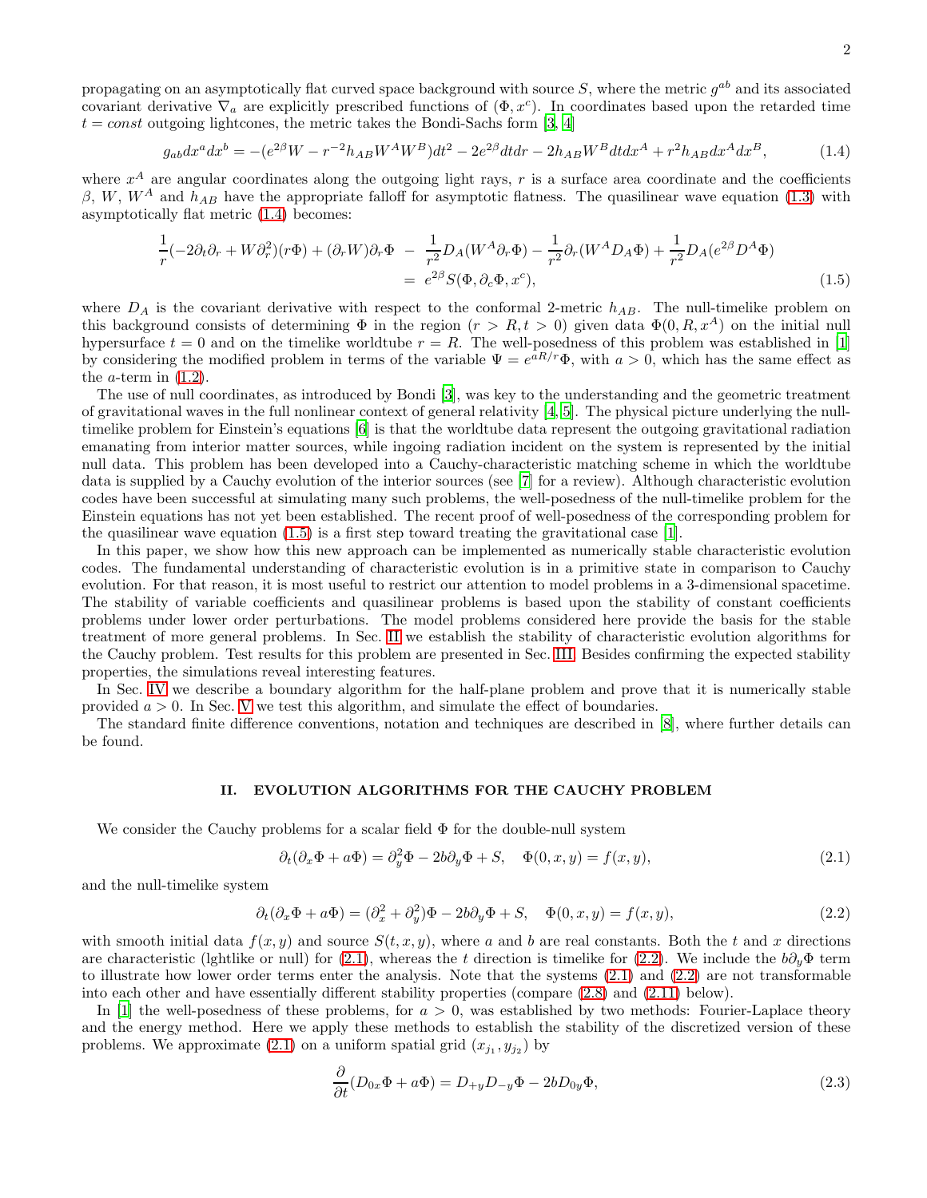propagating on an asymptotically flat curved space background with source $S$, where the metric $g^{ab}$ and its associated covariant derivative $\nabla_a$ are explicitly prescribed functions of $(\Phi, x^c)$. In coordinates based upon the retarded time $t = const$ outgoing lightcones, the metric takes the Bondi-Sachs form [3, 4]

$$g_{ab}dx^a dx^b = -(e^{2\beta}W - r^{-2}h_{AB}W^A W^B)dt^2 - 2e^{2\beta}dtdr - 2h_{AB}W^B dt dx^A + r^2 h_{AB}dx^A dx^B, \tag{1.4}$$

where $x^A$ are angular coordinates along the outgoing light rays, $r$ is a surface area coordinate and the coefficients $\beta$, $W$, $W^A$ and $h_{AB}$ have the appropriate falloff for asymptotic flatness. The quasilinear wave equation (1.3) with asymptotically flat metric (1.4) becomes:

$$\begin{aligned}\frac{1}{r}(-2\partial_t\partial_r + W\partial_r^2)(r\Phi) + (\partial_r W)\partial_r\Phi \; - \; \frac{1}{r^2}D_A(W^A\partial_r\Phi) - \frac{1}{r^2}\partial_r(W^A D_A\Phi) + \frac{1}{r^2}D_A(e^{2\beta}D^A\Phi) \\ = \; e^{2\beta}S(\Phi, \partial_c\Phi, x^c),\end{aligned} \tag{1.5}$$

where $D_A$ is the covariant derivative with respect to the conformal 2-metric $h_{AB}$. The null-timelike problem on this background consists of determining $\Phi$ in the region $(r > R, t > 0)$ given data $\Phi(0, R, x^A)$ on the initial null hypersurface $t = 0$ and on the timelike worldtube $r = R$. The well-posedness of this problem was established in [1] by considering the modified problem in terms of the variable $\Psi = e^{aR/r}\Phi$, with $a > 0$, which has the same effect as the $a$-term in (1.2).

The use of null coordinates, as introduced by Bondi [3], was key to the understanding and the geometric treatment of gravitational waves in the full nonlinear context of general relativity [4, 5]. The physical picture underlying the null-timelike problem for Einstein's equations [6] is that the worldtube data represent the outgoing gravitational radiation emanating from interior matter sources, while ingoing radiation incident on the system is represented by the initial null data. This problem has been developed into a Cauchy-characteristic matching scheme in which the worldtube data is supplied by a Cauchy evolution of the interior sources (see [7] for a review). Although characteristic evolution codes have been successful at simulating many such problems, the well-posedness of the null-timelike problem for the Einstein equations has not yet been established. The recent proof of well-posedness of the corresponding problem for the quasilinear wave equation (1.5) is a first step toward treating the gravitational case [1].

In this paper, we show how this new approach can be implemented as numerically stable characteristic evolution codes. The fundamental understanding of characteristic evolution is in a primitive state in comparison to Cauchy evolution. For that reason, it is most useful to restrict our attention to model problems in a 3-dimensional spacetime. The stability of variable coefficients and quasilinear problems is based upon the stability of constant coefficients problems under lower order perturbations. The model problems considered here provide the basis for the stable treatment of more general problems. In Sec. II we establish the stability of characteristic evolution algorithms for the Cauchy problem. Test results for this problem are presented in Sec. III. Besides confirming the expected stability properties, the simulations reveal interesting features.

In Sec. IV we describe a boundary algorithm for the half-plane problem and prove that it is numerically stable provided $a > 0$. In Sec. V we test this algorithm, and simulate the effect of boundaries.

The standard finite difference conventions, notation and techniques are described in [8], where further details can be found.

## II. EVOLUTION ALGORITHMS FOR THE CAUCHY PROBLEM

We consider the Cauchy problems for a scalar field $\Phi$ for the double-null system

$$\partial_t(\partial_x\Phi + a\Phi) = \partial_y^2\Phi - 2b\partial_y\Phi + S, \quad \Phi(0, x, y) = f(x, y), \tag{2.1}$$

and the null-timelike system

$$\partial_t(\partial_x\Phi + a\Phi) = (\partial_x^2 + \partial_y^2)\Phi - 2b\partial_y\Phi + S, \quad \Phi(0, x, y) = f(x, y), \tag{2.2}$$

with smooth initial data $f(x, y)$ and source $S(t, x, y)$, where $a$ and $b$ are real constants. Both the $t$ and $x$ directions are characteristic (lghtlike or null) for (2.1), whereas the $t$ direction is timelike for (2.2). We include the $b\partial_y\Phi$ term to illustrate how lower order terms enter the analysis. Note that the systems (2.1) and (2.2) are not transformable into each other and have essentially different stability properties (compare (2.8) and (2.11) below).

In [1] the well-posedness of these problems, for $a > 0$, was established by two methods: Fourier-Laplace theory and the energy method. Here we apply these methods to establish the stability of the discretized version of these problems. We approximate (2.1) on a uniform spatial grid $(x_{j_1}, y_{j_2})$ by

$$\frac{\partial}{\partial t}(D_{0x}\Phi + a\Phi) = D_{+y}D_{-y}\Phi - 2bD_{0y}\Phi, \tag{2.3}$$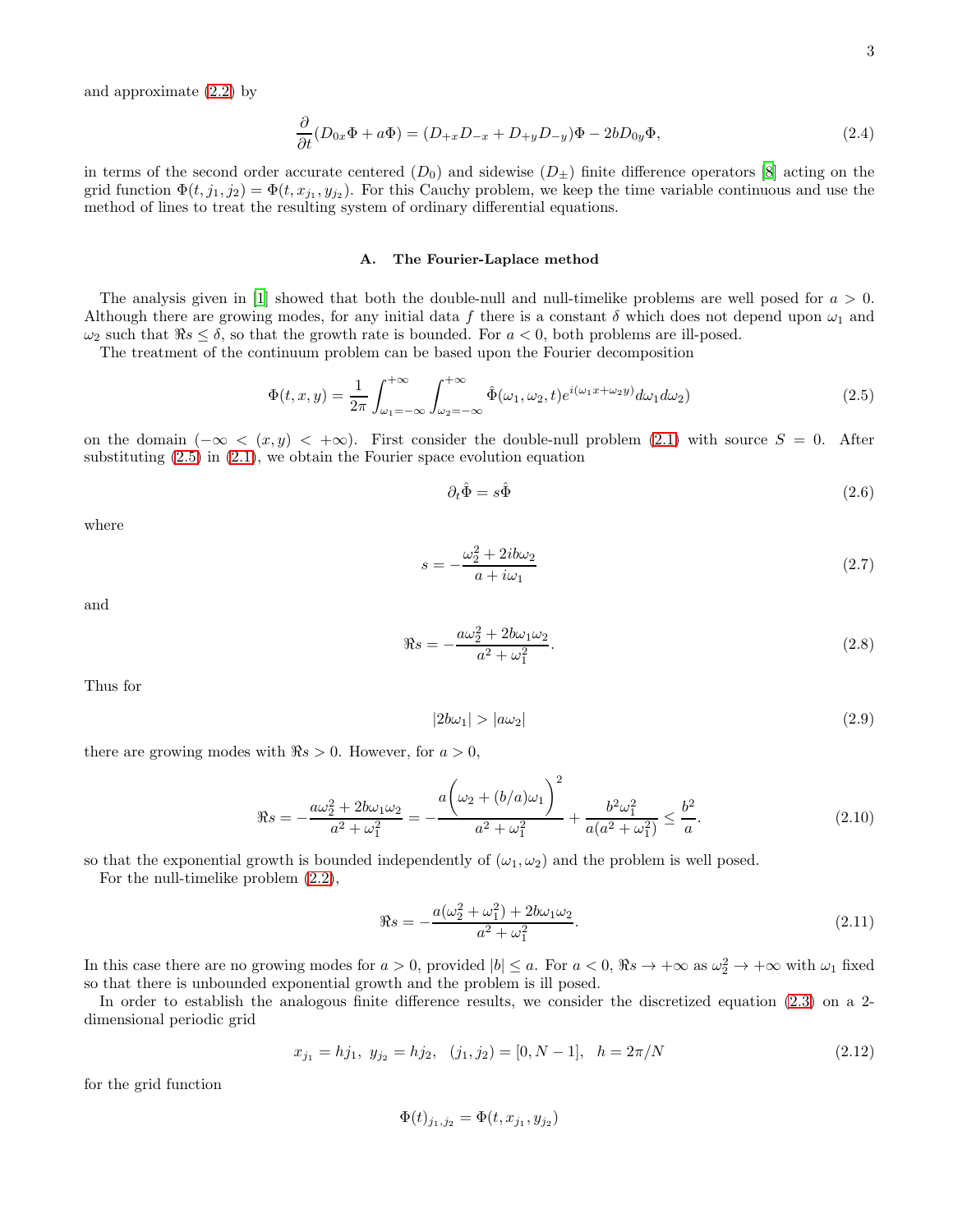and approximate (2.2) by

$$\frac{\partial}{\partial t}(D_{0x}\Phi + a\Phi) = (D_{+x}D_{-x} + D_{+y}D_{-y})\Phi - 2bD_{0y}\Phi, \tag{2.4}$$

in terms of the second order accurate centered ($D_0$) and sidewise ($D_\pm$) finite difference operators [8] acting on the grid function $\Phi(t, j_1, j_2) = \Phi(t, x_{j_1}, y_{j_2})$. For this Cauchy problem, we keep the time variable continuous and use the method of lines to treat the resulting system of ordinary differential equations.

### A. The Fourier-Laplace method

The analysis given in [1] showed that both the double-null and null-timelike problems are well posed for $a > 0$. Although there are growing modes, for any initial data $f$ there is a constant $\delta$ which does not depend upon $\omega_1$ and $\omega_2$ such that $\Re s \leq \delta$, so that the growth rate is bounded. For $a < 0$, both problems are ill-posed.

The treatment of the continuum problem can be based upon the Fourier decomposition

$$\Phi(t, x, y) = \frac{1}{2\pi}\int_{\omega_1=-\infty}^{+\infty}\int_{\omega_2=-\infty}^{+\infty}\hat{\Phi}(\omega_1, \omega_2, t)e^{i(\omega_1 x + \omega_2 y)}d\omega_1 d\omega_2) \tag{2.5}$$

on the domain $(-\infty < (x, y) < +\infty)$. First consider the double-null problem (2.1) with source $S = 0$. After substituting (2.5) in (2.1), we obtain the Fourier space evolution equation

$$\partial_t \hat{\Phi} = s\hat{\Phi} \tag{2.6}$$

where

$$s = -\frac{\omega_2^2 + 2ib\omega_2}{a + i\omega_1} \tag{2.7}$$

and

$$\Re s = -\frac{a\omega_2^2 + 2b\omega_1\omega_2}{a^2 + \omega_1^2}. \tag{2.8}$$

Thus for

$$|2b\omega_1| > |a\omega_2| \tag{2.9}$$

there are growing modes with $\Re s > 0$. However, for $a > 0$,

$$\Re s = -\frac{a\omega_2^2 + 2b\omega_1\omega_2}{a^2 + \omega_1^2} = -\frac{a\bigg(\omega_2 + (b/a)\omega_1\bigg)^2}{a^2 + \omega_1^2} + \frac{b^2\omega_1^2}{a(a^2 + \omega_1^2)} \leq \frac{b^2}{a}. \tag{2.10}$$

so that the exponential growth is bounded independently of $(\omega_1, \omega_2)$ and the problem is well posed.

For the null-timelike problem (2.2),

$$\Re s = -\frac{a(\omega_2^2 + \omega_1^2) + 2b\omega_1\omega_2}{a^2 + \omega_1^2}. \tag{2.11}$$

In this case there are no growing modes for $a > 0$, provided $|b| \leq a$. For $a < 0$, $\Re s \to +\infty$ as $\omega_2^2 \to +\infty$ with $\omega_1$ fixed so that there is unbounded exponential growth and the problem is ill posed.

In order to establish the analogous finite difference results, we consider the discretized equation (2.3) on a 2-dimensional periodic grid

$$x_{j_1} = hj_1,\ y_{j_2} = hj_2,\ \ (j_1, j_2) = [0, N-1],\ \ h = 2\pi/N \tag{2.12}$$

for the grid function

$$\Phi(t)_{j_1, j_2} = \Phi(t, x_{j_1}, y_{j_2})$$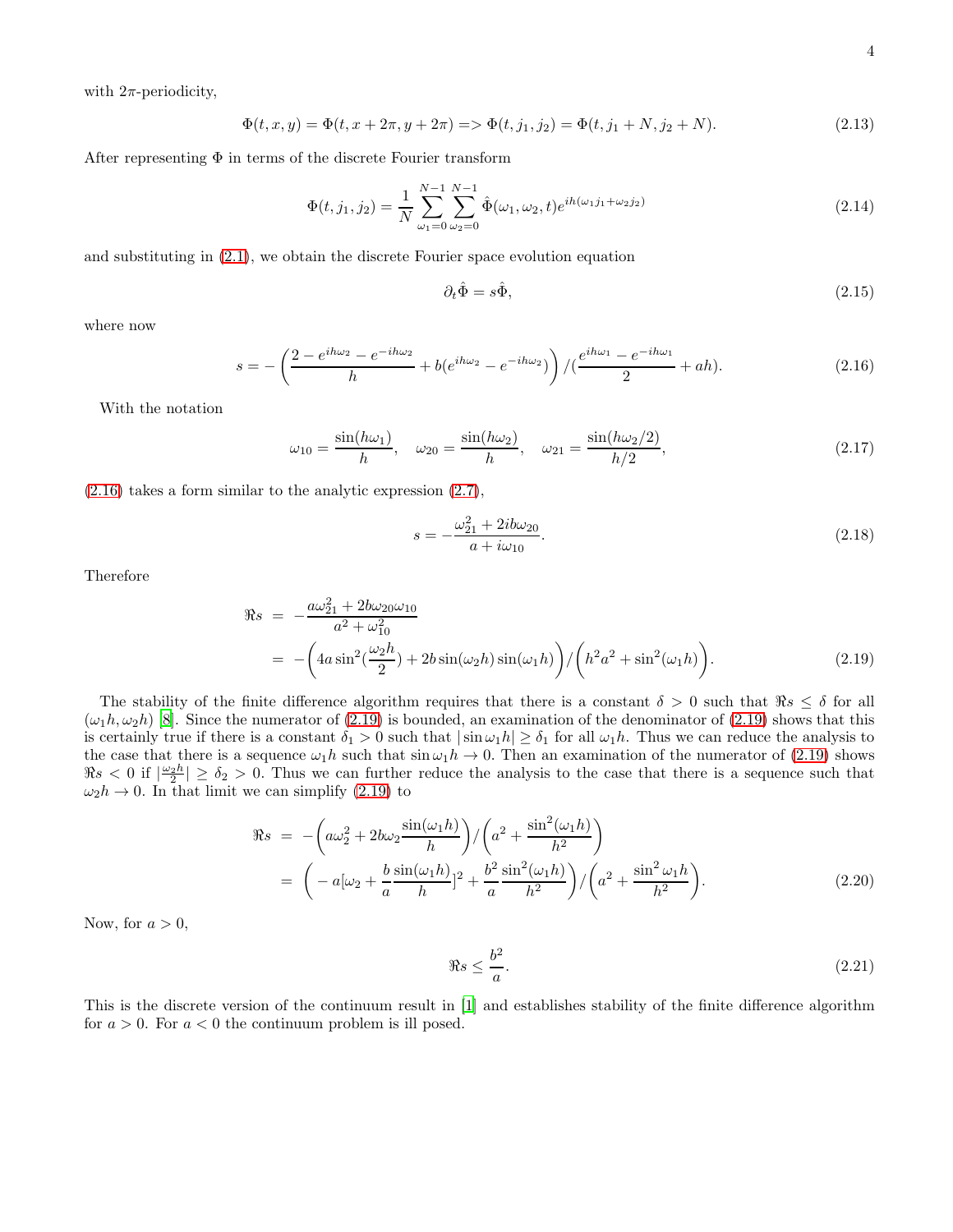with $2\pi$-periodicity,

$$\Phi(t,x,y) = \Phi(t,x+2\pi,y+2\pi) => \Phi(t,j_1,j_2) = \Phi(t,j_1+N,j_2+N). \tag{2.13}$$

After representing $\Phi$ in terms of the discrete Fourier transform

$$\Phi(t,j_1,j_2) = \frac{1}{N}\sum_{\omega_1=0}^{N-1}\sum_{\omega_2=0}^{N-1}\hat{\Phi}(\omega_1,\omega_2,t)e^{ih(\omega_1 j_1+\omega_2 j_2)} \tag{2.14}$$

and substituting in (2.1), we obtain the discrete Fourier space evolution equation

$$\partial_t\hat{\Phi} = s\hat{\Phi}, \tag{2.15}$$

where now

$$s = -\left(\frac{2-e^{ih\omega_2}-e^{-ih\omega_2}}{h} + b(e^{ih\omega_2}-e^{-ih\omega_2})\right)/\left(\frac{e^{ih\omega_1}-e^{-ih\omega_1}}{2}+ah\right). \tag{2.16}$$

With the notation

$$\omega_{10} = \frac{\sin(h\omega_1)}{h}, \quad \omega_{20} = \frac{\sin(h\omega_2)}{h}, \quad \omega_{21} = \frac{\sin(h\omega_2/2)}{h/2}, \tag{2.17}$$

(2.16) takes a form similar to the analytic expression (2.7),

$$s = -\frac{\omega_{21}^2 + 2ib\omega_{20}}{a+i\omega_{10}}. \tag{2.18}$$

Therefore

$$\begin{aligned}\Re s &= -\frac{a\omega_{21}^2 + 2b\omega_{20}\omega_{10}}{a^2+\omega_{10}^2} \\ &= -\left(4a\sin^2(\frac{\omega_2 h}{2}) + 2b\sin(\omega_2 h)\sin(\omega_1 h)\right)/\left(h^2a^2+\sin^2(\omega_1 h)\right).\end{aligned} \tag{2.19}$$

The stability of the finite difference algorithm requires that there is a constant $\delta > 0$ such that $\Re s \leq \delta$ for all $(\omega_1 h, \omega_2 h)$ [8]. Since the numerator of (2.19) is bounded, an examination of the denominator of (2.19) shows that this is certainly true if there is a constant $\delta_1 > 0$ such that $|\sin\omega_1 h| \geq \delta_1$ for all $\omega_1 h$. Thus we can reduce the analysis to the case that there is a sequence $\omega_1 h$ such that $\sin\omega_1 h \to 0$. Then an examination of the numerator of (2.19) shows $\Re s < 0$ if $|\frac{\omega_2 h}{2}| \geq \delta_2 > 0$. Thus we can further reduce the analysis to the case that there is a sequence such that $\omega_2 h \to 0$. In that limit we can simplify (2.19) to

$$\begin{aligned}\Re s &= -\left(a\omega_2^2 + 2b\omega_2\frac{\sin(\omega_1 h)}{h}\right)/\left(a^2+\frac{\sin^2(\omega_1 h)}{h^2}\right) \\ &= \left(-a[\omega_2+\frac{b}{a}\frac{\sin(\omega_1 h)}{h}]^2 + \frac{b^2}{a}\frac{\sin^2(\omega_1 h)}{h^2}\right)/\left(a^2+\frac{\sin^2\omega_1 h}{h^2}\right).\end{aligned} \tag{2.20}$$

Now, for $a > 0$,

$$\Re s \leq \frac{b^2}{a}. \tag{2.21}$$

This is the discrete version of the continuum result in [1] and establishes stability of the finite difference algorithm for $a > 0$. For $a < 0$ the continuum problem is ill posed.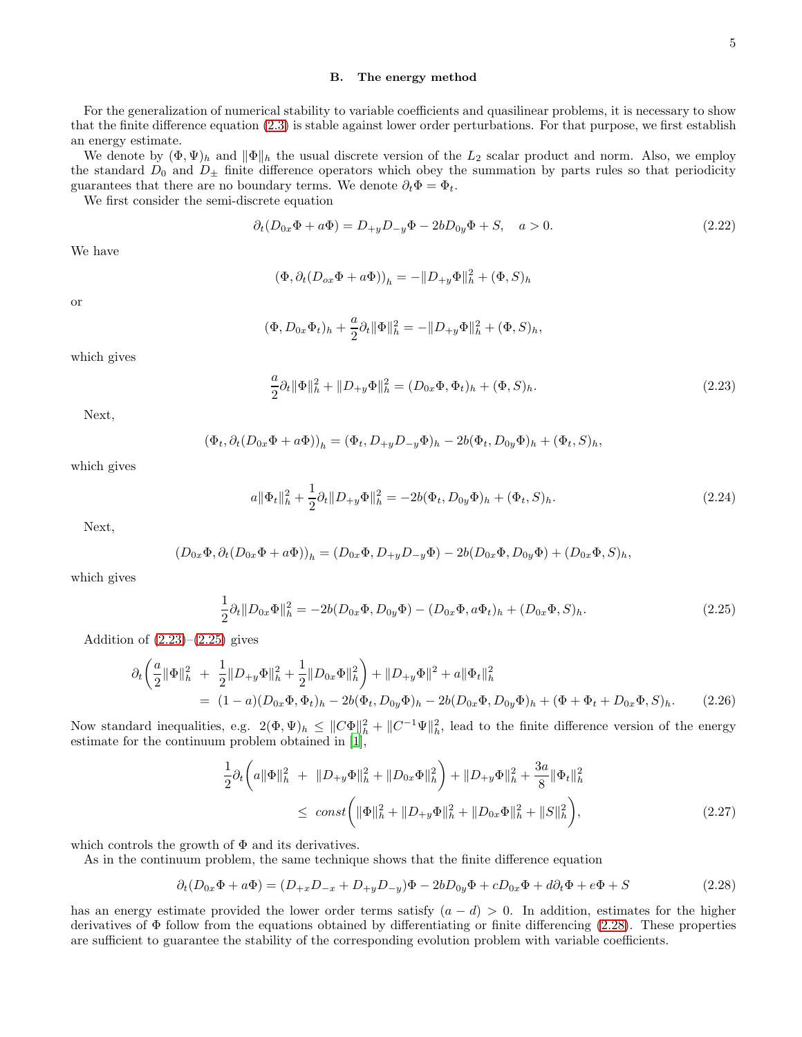### B. The energy method

For the generalization of numerical stability to variable coefficients and quasilinear problems, it is necessary to show that the finite difference equation (2.3) is stable against lower order perturbations. For that purpose, we first establish an energy estimate.

We denote by $(\Phi, \Psi)_h$ and $\|\Phi\|_h$ the usual discrete version of the $L_2$ scalar product and norm. Also, we employ the standard $D_0$ and $D_\pm$ finite difference operators which obey the summation by parts rules so that periodicity guarantees that there are no boundary terms. We denote $\partial_t \Phi = \Phi_t$.

We first consider the semi-discrete equation

$$\partial_t (D_{0x}\Phi + a\Phi) = D_{+y}D_{-y}\Phi - 2bD_{0y}\Phi + S, \quad a > 0. \tag{2.22}$$

We have

$$(\Phi, \partial_t(D_{ox}\Phi + a\Phi))_h = -\|D_{+y}\Phi\|_h^2 + (\Phi, S)_h$$

or

$$(\Phi, D_{0x}\Phi_t)_h + \frac{a}{2}\partial_t \|\Phi\|_h^2 = -\|D_{+y}\Phi\|_h^2 + (\Phi, S)_h,$$

which gives

$$\frac{a}{2}\partial_t \|\Phi\|_h^2 + \|D_{+y}\Phi\|_h^2 = (D_{0x}\Phi, \Phi_t)_h + (\Phi, S)_h. \tag{2.23}$$

Next,

$$(\Phi_t, \partial_t(D_{0x}\Phi + a\Phi))_h = (\Phi_t, D_{+y}D_{-y}\Phi)_h - 2b(\Phi_t, D_{0y}\Phi)_h + (\Phi_t, S)_h,$$

which gives

$$a\|\Phi_t\|_h^2 + \frac{1}{2}\partial_t \|D_{+y}\Phi\|_h^2 = -2b(\Phi_t, D_{0y}\Phi)_h + (\Phi_t, S)_h. \tag{2.24}$$

Next,

$$(D_{0x}\Phi, \partial_t(D_{0x}\Phi + a\Phi))_h = (D_{0x}\Phi, D_{+y}D_{-y}\Phi) - 2b(D_{0x}\Phi, D_{0y}\Phi) + (D_{0x}\Phi, S)_h,$$

which gives

$$\frac{1}{2}\partial_t \|D_{0x}\Phi\|_h^2 = -2b(D_{0x}\Phi, D_{0y}\Phi) - (D_{0x}\Phi, a\Phi_t)_h + (D_{0x}\Phi, S)_h. \tag{2.25}$$

Addition of (2.23)–(2.25) gives

$$\begin{aligned}
\partial_t \left( \frac{a}{2}\|\Phi\|_h^2 \ + \ \frac{1}{2}\|D_{+y}\Phi\|_h^2 + \frac{1}{2}\|D_{0x}\Phi\|_h^2 \right) + \|D_{+y}\Phi\|^2 + a\|\Phi_t\|_h^2 \\
= \ (1-a)(D_{0x}\Phi, \Phi_t)_h - 2b(\Phi_t, D_{0y}\Phi)_h - 2b(D_{0x}\Phi, D_{0y}\Phi)_h + (\Phi + \Phi_t + D_{0x}\Phi, S)_h.
\end{aligned} \tag{2.26}$$

Now standard inequalities, e.g. $2(\Phi, \Psi)_h \le \|C\Phi\|_h^2 + \|C^{-1}\Psi\|_h^2$, lead to the finite difference version of the energy estimate for the continuum problem obtained in [1],

$$\begin{aligned}
\frac{1}{2}\partial_t \left( a\|\Phi\|_h^2 \ + \ \|D_{+y}\Phi\|_h^2 + \|D_{0x}\Phi\|_h^2 \right) + \|D_{+y}\Phi\|_h^2 + \frac{3a}{8}\|\Phi_t\|_h^2 \\
\le \ const \left( \|\Phi\|_h^2 + \|D_{+y}\Phi\|_h^2 + \|D_{0x}\Phi\|_h^2 + \|S\|_h^2 \right),
\end{aligned} \tag{2.27}$$

which controls the growth of $\Phi$ and its derivatives.

As in the continuum problem, the same technique shows that the finite difference equation

$$\partial_t (D_{0x}\Phi + a\Phi) = (D_{+x}D_{-x} + D_{+y}D_{-y})\Phi - 2bD_{0y}\Phi + cD_{0x}\Phi + d\partial_t\Phi + e\Phi + S \tag{2.28}$$

has an energy estimate provided the lower order terms satisfy $(a - d) > 0$. In addition, estimates for the higher derivatives of $\Phi$ follow from the equations obtained by differentiating or finite differencing (2.28). These properties are sufficient to guarantee the stability of the corresponding evolution problem with variable coefficients.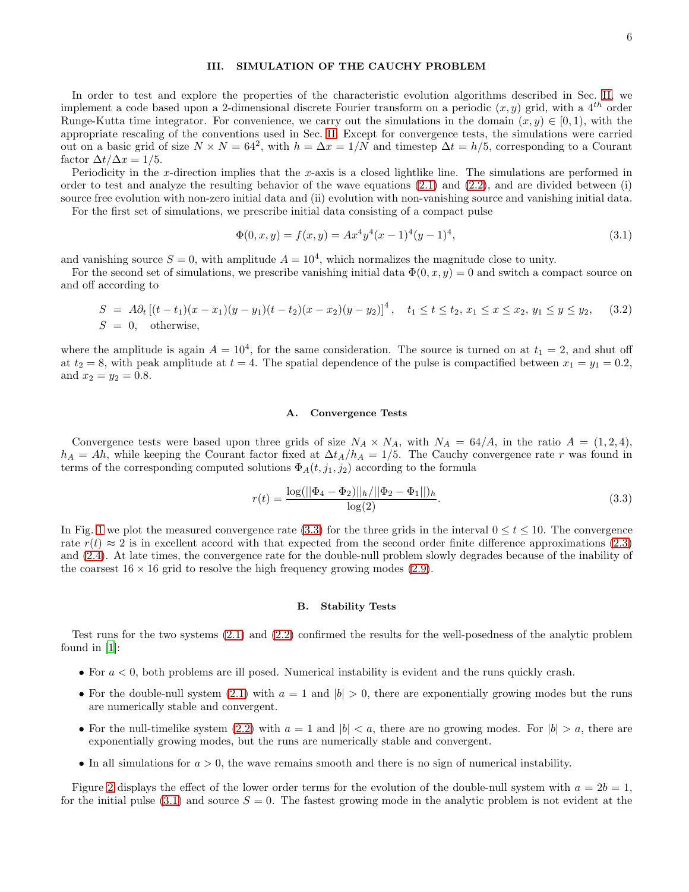## III. SIMULATION OF THE CAUCHY PROBLEM

In order to test and explore the properties of the characteristic evolution algorithms described in Sec. II, we implement a code based upon a 2-dimensional discrete Fourier transform on a periodic $(x, y)$ grid, with a $4^{th}$ order Runge-Kutta time integrator. For convenience, we carry out the simulations in the domain $(x, y) \in [0, 1)$, with the appropriate rescaling of the conventions used in Sec. II. Except for convergence tests, the simulations were carried out on a basic grid of size $N \times N = 64^2$, with $h = \Delta x = 1/N$ and timestep $\Delta t = h/5$, corresponding to a Courant factor $\Delta t/\Delta x = 1/5$.

Periodicity in the $x$-direction implies that the $x$-axis is a closed lightlike line. The simulations are performed in order to test and analyze the resulting behavior of the wave equations (2.1) and (2.2), and are divided between (i) source free evolution with non-zero initial data and (ii) evolution with non-vanishing source and vanishing initial data.

For the first set of simulations, we prescribe initial data consisting of a compact pulse

$$\Phi(0, x, y) = f(x, y) = Ax^4y^4(x - 1)^4(y - 1)^4, \tag{3.1}$$

and vanishing source $S = 0$, with amplitude $A = 10^4$, which normalizes the magnitude close to unity.

For the second set of simulations, we prescribe vanishing initial data $\Phi(0, x, y) = 0$ and switch a compact source on and off according to

$$\begin{aligned} S &= A\partial_t \left[(t - t_1)(x - x_1)(y - y_1)(t - t_2)(x - x_2)(y - y_2)\right]^4, \quad t_1 \le t \le t_2,\, x_1 \le x \le x_2,\, y_1 \le y \le y_2, \\ S &= 0, \quad \text{otherwise}, \end{aligned} \tag{3.2}$$

where the amplitude is again $A = 10^4$, for the same consideration. The source is turned on at $t_1 = 2$, and shut off at $t_2 = 8$, with peak amplitude at $t = 4$. The spatial dependence of the pulse is compactified between $x_1 = y_1 = 0.2$, and $x_2 = y_2 = 0.8$.

### A. Convergence Tests

Convergence tests were based upon three grids of size $N_A \times N_A$, with $N_A = 64/A$, in the ratio $A = (1, 2, 4)$, $h_A = Ah$, while keeping the Courant factor fixed at $\Delta t_A/h_A = 1/5$. The Cauchy convergence rate $r$ was found in terms of the corresponding computed solutions $\Phi_A(t, j_1, j_2)$ according to the formula

$$r(t) = \frac{\log(||\Phi_4 - \Phi_2)||_h/||\Phi_2 - \Phi_1||)_h}{\log(2)}. \tag{3.3}$$

In Fig. 1 we plot the measured convergence rate (3.3) for the three grids in the interval $0 \le t \le 10$. The convergence rate $r(t) \approx 2$ is in excellent accord with that expected from the second order finite difference approximations (2.3) and (2.4). At late times, the convergence rate for the double-null problem slowly degrades because of the inability of the coarsest $16 \times 16$ grid to resolve the high frequency growing modes (2.9).

### B. Stability Tests

Test runs for the two systems (2.1) and (2.2) confirmed the results for the well-posedness of the analytic problem found in [1]:

- For $a < 0$, both problems are ill posed. Numerical instability is evident and the runs quickly crash.
- For the double-null system (2.1) with $a = 1$ and $|b| > 0$, there are exponentially growing modes but the runs are numerically stable and convergent.
- For the null-timelike system (2.2) with $a = 1$ and $|b| < a$, there are no growing modes. For $|b| > a$, there are exponentially growing modes, but the runs are numerically stable and convergent.
- In all simulations for $a > 0$, the wave remains smooth and there is no sign of numerical instability.

Figure 2 displays the effect of the lower order terms for the evolution of the double-null system with $a = 2b = 1$, for the initial pulse (3.1) and source $S = 0$. The fastest growing mode in the analytic problem is not evident at the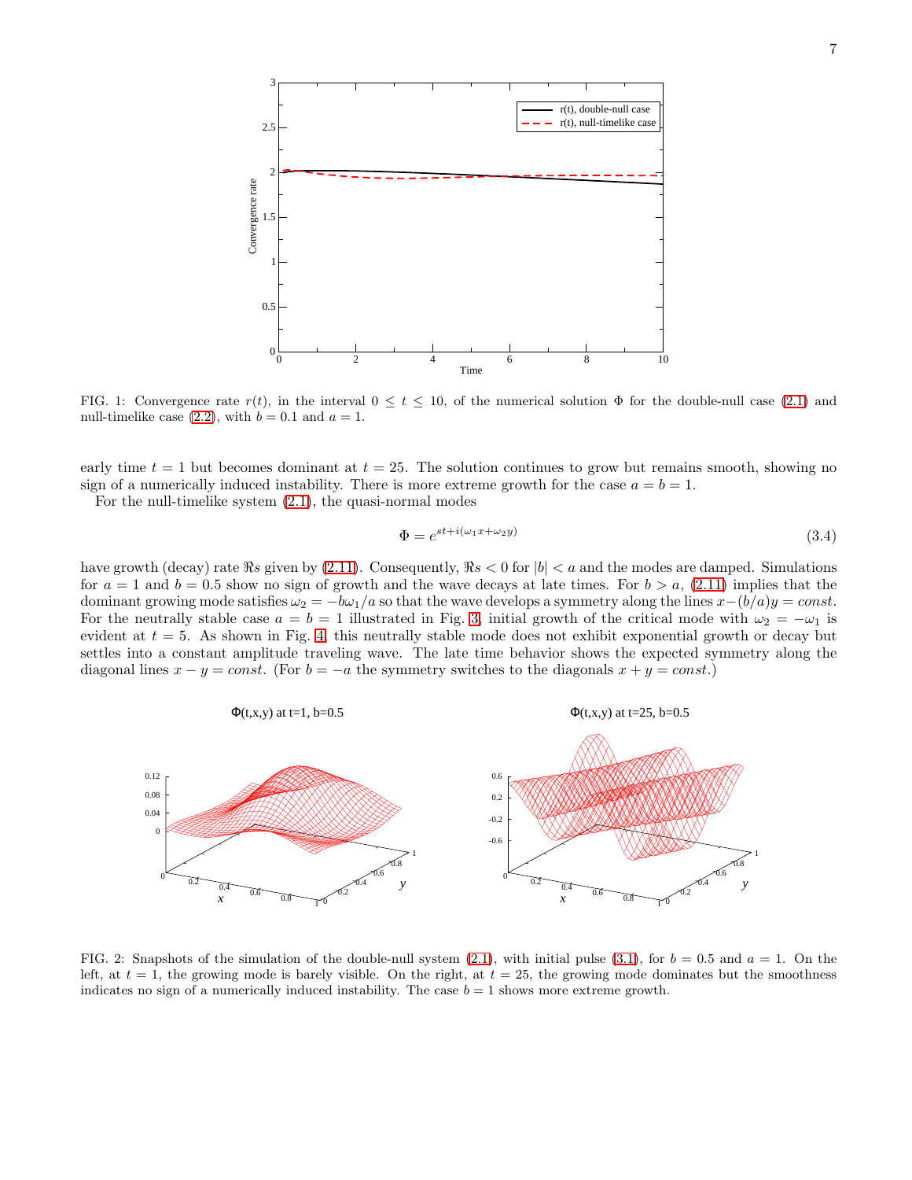FIG. 1: Convergence rate $r(t)$, in the interval $0 \leq t \leq 10$, of the numerical solution $\Phi$ for the double-null case (2.1) and null-timelike case (2.2), with $b = 0.1$ and $a = 1$.

early time $t = 1$ but becomes dominant at $t = 25$. The solution continues to grow but remains smooth, showing no sign of a numerically induced instability. There is more extreme growth for the case $a = b = 1$.

For the null-timelike system (2.1), the quasi-normal modes

$$\Phi = e^{st+i(\omega_1 x+\omega_2 y)} \tag{3.4}$$

have growth (decay) rate $\Re s$ given by (2.11). Consequently, $\Re s < 0$ for $|b| < a$ and the modes are damped. Simulations for $a = 1$ and $b = 0.5$ show no sign of growth and the wave decays at late times. For $b > a$, (2.11) implies that the dominant growing mode satisfies $\omega_2 = -b\omega_1/a$ so that the wave develops a symmetry along the lines $x-(b/a)y = const$. For the neutrally stable case $a = b = 1$ illustrated in Fig. 3, initial growth of the critical mode with $\omega_2 = -\omega_1$ is evident at $t = 5$. As shown in Fig. 4, this neutrally stable mode does not exhibit exponential growth or decay but settles into a constant amplitude traveling wave. The late time behavior shows the expected symmetry along the diagonal lines $x - y = const$. (For $b = -a$ the symmetry switches to the diagonals $x + y = const$.)

FIG. 2: Snapshots of the simulation of the double-null system (2.1), with initial pulse (3.1), for $b = 0.5$ and $a = 1$. On the left, at $t = 1$, the growing mode is barely visible. On the right, at $t = 25$, the growing mode dominates but the smoothness indicates no sign of a numerically induced instability. The case $b = 1$ shows more extreme growth.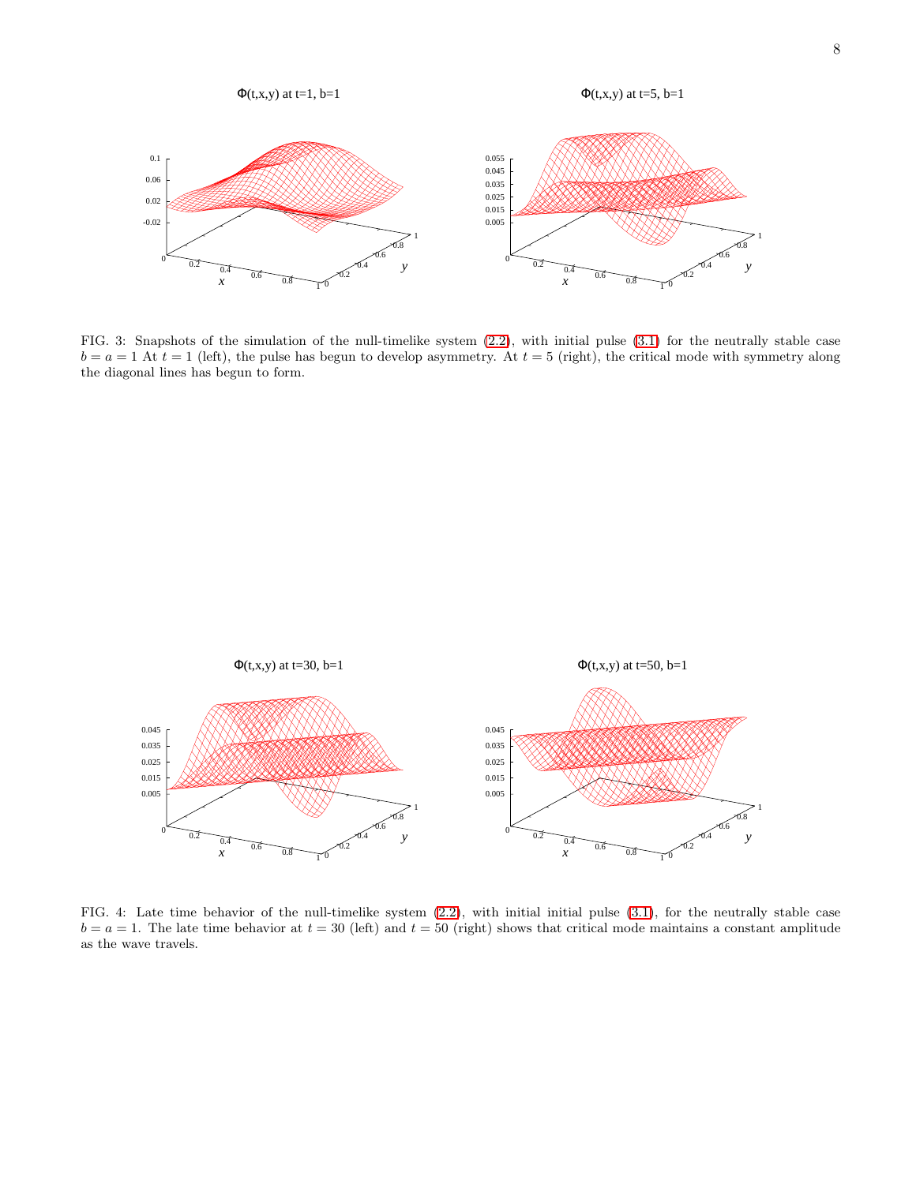FIG. 3: Snapshots of the simulation of the null-timelike system (2.2), with initial pulse (3.1) for the neutrally stable case $b = a = 1$ At $t = 1$ (left), the pulse has begun to develop asymmetry. At $t = 5$ (right), the critical mode with symmetry along the diagonal lines has begun to form.

FIG. 4: Late time behavior of the null-timelike system (2.2), with initial initial pulse (3.1), for the neutrally stable case $b = a = 1$. The late time behavior at $t = 30$ (left) and $t = 50$ (right) shows that critical mode maintains a constant amplitude as the wave travels.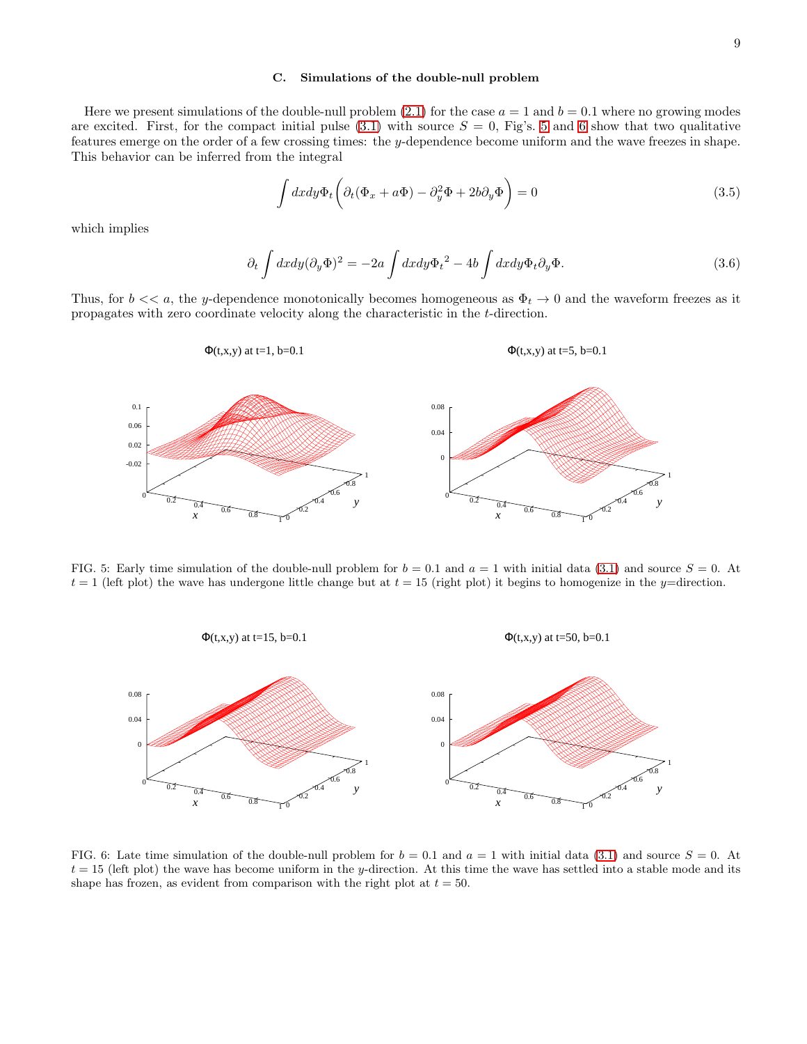### C. Simulations of the double-null problem

Here we present simulations of the double-null problem (2.1) for the case $a = 1$ and $b = 0.1$ where no growing modes are excited. First, for the compact initial pulse (3.1) with source $S = 0$, Fig's. 5 and 6 show that two qualitative features emerge on the order of a few crossing times: the $y$-dependence become uniform and the wave freezes in shape. This behavior can be inferred from the integral

$$\int dxdy\Phi_t\Big(\partial_t(\Phi_x + a\Phi) - \partial_y^2\Phi + 2b\partial_y\Phi\Big) = 0 \tag{3.5}$$

which implies

$$\partial_t \int dxdy(\partial_y\Phi)^2 = -2a\int dxdy{\Phi_t}^2 - 4b\int dxdy\Phi_t\partial_y\Phi. \tag{3.6}$$

Thus, for $b << a$, the $y$-dependence monotonically becomes homogeneous as $\Phi_t \to 0$ and the waveform freezes as it propagates with zero coordinate velocity along the characteristic in the $t$-direction.

FIG. 5: Early time simulation of the double-null problem for $b = 0.1$ and $a = 1$ with initial data (3.1) and source $S = 0$. At $t = 1$ (left plot) the wave has undergone little change but at $t = 15$ (right plot) it begins to homogenize in the $y$=direction.

FIG. 6: Late time simulation of the double-null problem for $b = 0.1$ and $a = 1$ with initial data (3.1) and source $S = 0$. At $t = 15$ (left plot) the wave has become uniform in the $y$-direction. At this time the wave has settled into a stable mode and its shape has frozen, as evident from comparison with the right plot at $t = 50$.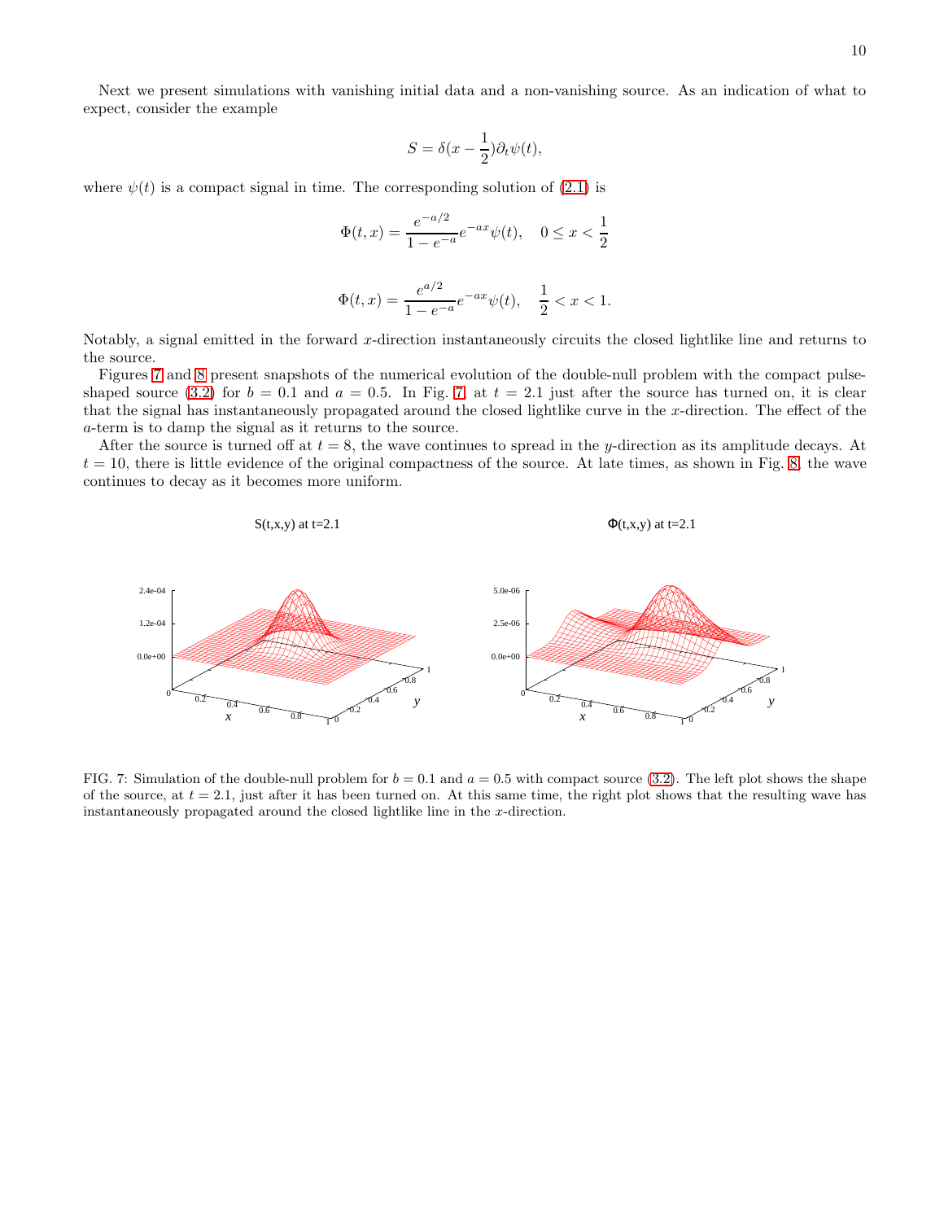Next we present simulations with vanishing initial data and a non-vanishing source. As an indication of what to expect, consider the example

$$S = \delta(x - \frac{1}{2})\partial_t \psi(t),$$

where $\psi(t)$ is a compact signal in time. The corresponding solution of (2.1) is

$$\Phi(t,x) = \frac{e^{-a/2}}{1-e^{-a}} e^{-ax}\psi(t), \quad 0 \le x < \frac{1}{2}$$

$$\Phi(t,x) = \frac{e^{a/2}}{1-e^{-a}} e^{-ax}\psi(t), \quad \frac{1}{2} < x < 1.$$

Notably, a signal emitted in the forward $x$-direction instantaneously circuits the closed lightlike line and returns to the source.

Figures 7 and 8 present snapshots of the numerical evolution of the double-null problem with the compact pulse-shaped source (3.2) for $b = 0.1$ and $a = 0.5$. In Fig. 7, at $t = 2.1$ just after the source has turned on, it is clear that the signal has instantaneously propagated around the closed lightlike curve in the $x$-direction. The effect of the $a$-term is to damp the signal as it returns to the source.

After the source is turned off at $t = 8$, the wave continues to spread in the $y$-direction as its amplitude decays. At $t = 10$, there is little evidence of the original compactness of the source. At late times, as shown in Fig. 8, the wave continues to decay as it becomes more uniform.

FIG. 7: Simulation of the double-null problem for $b = 0.1$ and $a = 0.5$ with compact source (3.2). The left plot shows the shape of the source, at $t = 2.1$, just after it has been turned on. At this same time, the right plot shows that the resulting wave has instantaneously propagated around the closed lightlike line in the $x$-direction.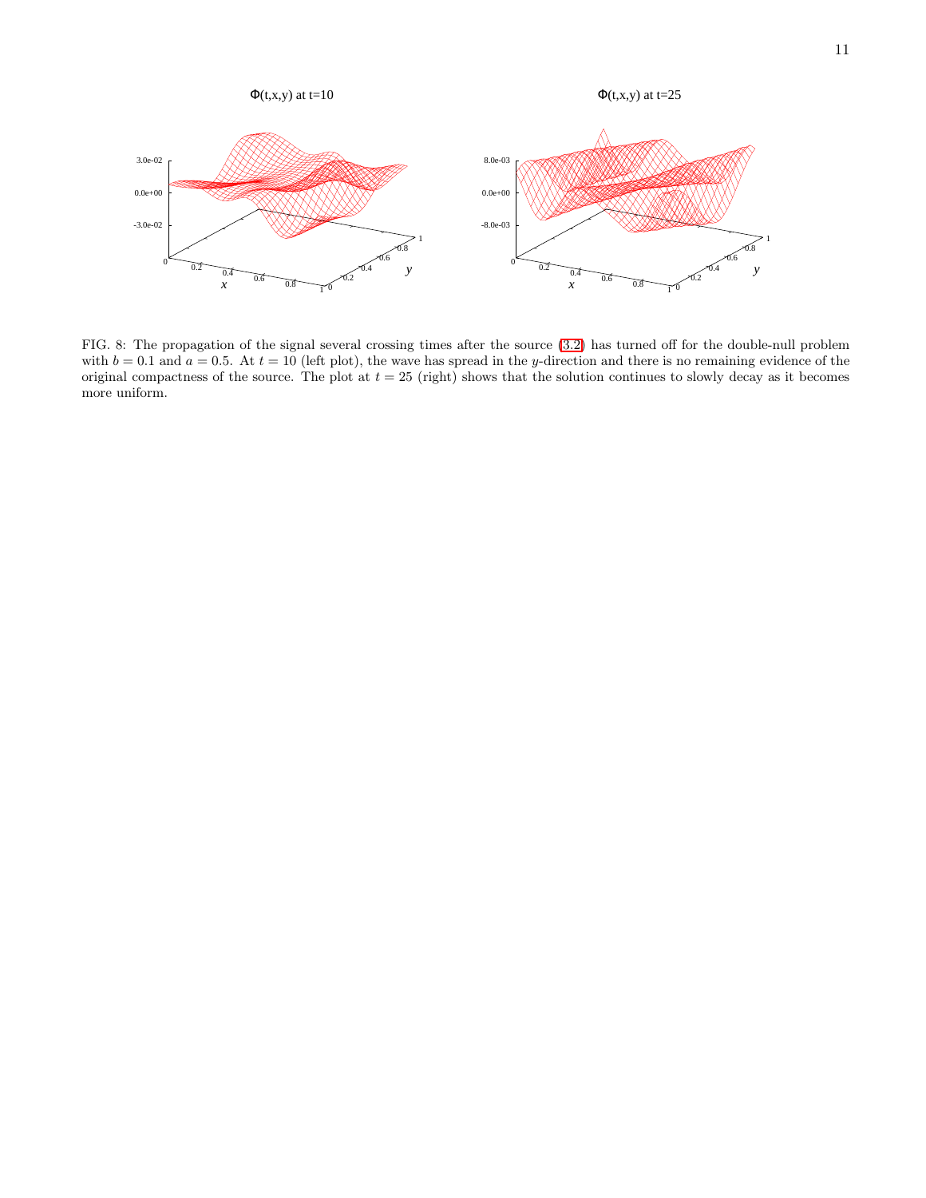FIG. 8: The propagation of the signal several crossing times after the source (3.2) has turned off for the double-null problem with $b = 0.1$ and $a = 0.5$. At $t = 10$ (left plot), the wave has spread in the $y$-direction and there is no remaining evidence of the original compactness of the source. The plot at $t = 25$ (right) shows that the solution continues to slowly decay as it becomes more uniform.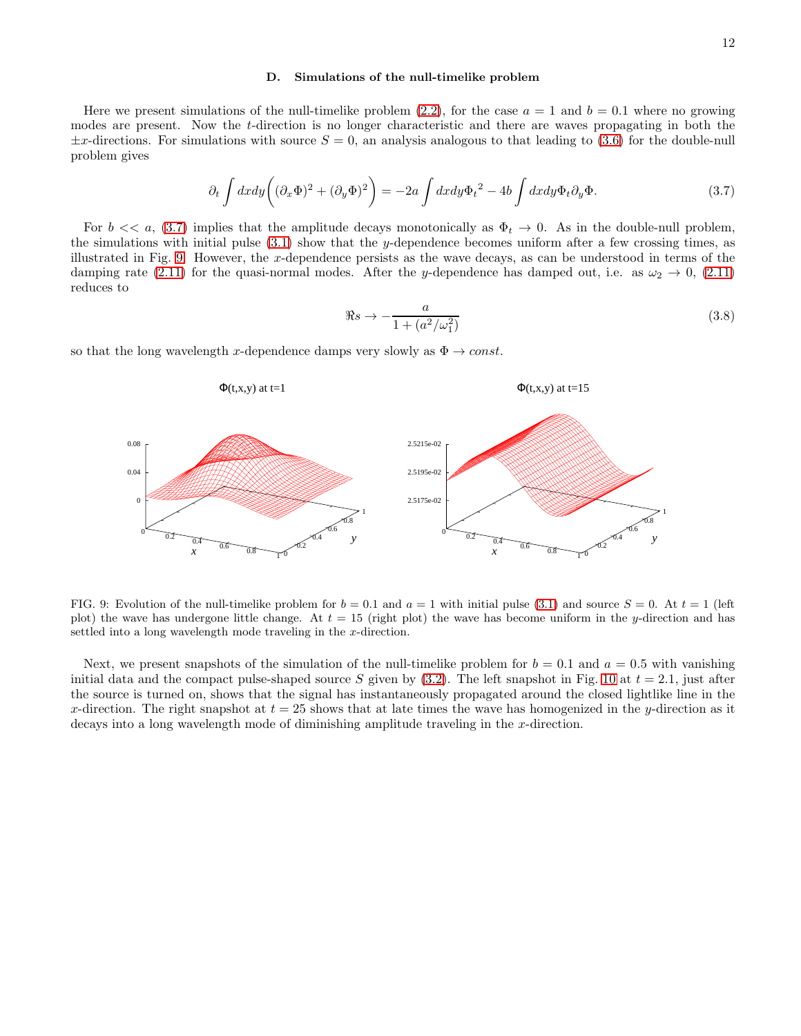### D. Simulations of the null-timelike problem

Here we present simulations of the null-timelike problem (2.2), for the case $a = 1$ and $b = 0.1$ where no growing modes are present. Now the $t$-direction is no longer characteristic and there are waves propagating in both the $\pm x$-directions. For simulations with source $S = 0$, an analysis analogous to that leading to (3.6) for the double-null problem gives

$$\partial_t \int dxdy \left( (\partial_x \Phi)^2 + (\partial_y \Phi)^2 \right) = -2a \int dxdy {\Phi_t}^2 - 4b \int dxdy \Phi_t \partial_y \Phi. \tag{3.7}$$

For $b << a$, (3.7) implies that the amplitude decays monotonically as $\Phi_t \to 0$. As in the double-null problem, the simulations with initial pulse (3.1) show that the $y$-dependence becomes uniform after a few crossing times, as illustrated in Fig. 9. However, the $x$-dependence persists as the wave decays, as can be understood in terms of the damping rate (2.11) for the quasi-normal modes. After the $y$-dependence has damped out, i.e. as $\omega_2 \to 0$, (2.11) reduces to

$$\Re s \to -\frac{a}{1 + (a^2/\omega_1^2)} \tag{3.8}$$

so that the long wavelength $x$-dependence damps very slowly as $\Phi \to const$.

FIG. 9: Evolution of the null-timelike problem for $b = 0.1$ and $a = 1$ with initial pulse (3.1) and source $S = 0$. At $t = 1$ (left plot) the wave has undergone little change. At $t = 15$ (right plot) the wave has become uniform in the $y$-direction and has settled into a long wavelength mode traveling in the $x$-direction.

Next, we present snapshots of the simulation of the null-timelike problem for $b = 0.1$ and $a = 0.5$ with vanishing initial data and the compact pulse-shaped source $S$ given by (3.2). The left snapshot in Fig. 10 at $t = 2.1$, just after the source is turned on, shows that the signal has instantaneously propagated around the closed lightlike line in the $x$-direction. The right snapshot at $t = 25$ shows that at late times the wave has homogenized in the $y$-direction as it decays into a long wavelength mode of diminishing amplitude traveling in the $x$-direction.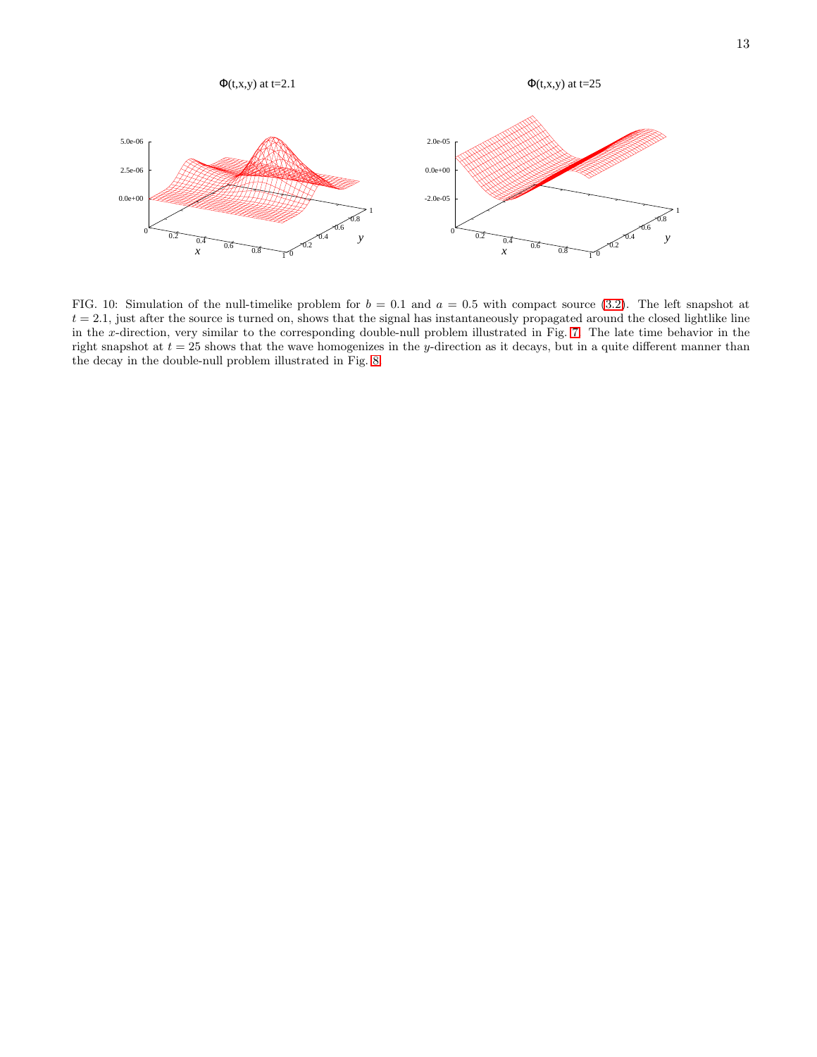FIG. 10: Simulation of the null-timelike problem for $b = 0.1$ and $a = 0.5$ with compact source (3.2). The left snapshot at $t = 2.1$, just after the source is turned on, shows that the signal has instantaneously propagated around the closed lightlike line in the $x$-direction, very similar to the corresponding double-null problem illustrated in Fig. 7. The late time behavior in the right snapshot at $t = 25$ shows that the wave homogenizes in the $y$-direction as it decays, but in a quite different manner than the decay in the double-null problem illustrated in Fig. 8.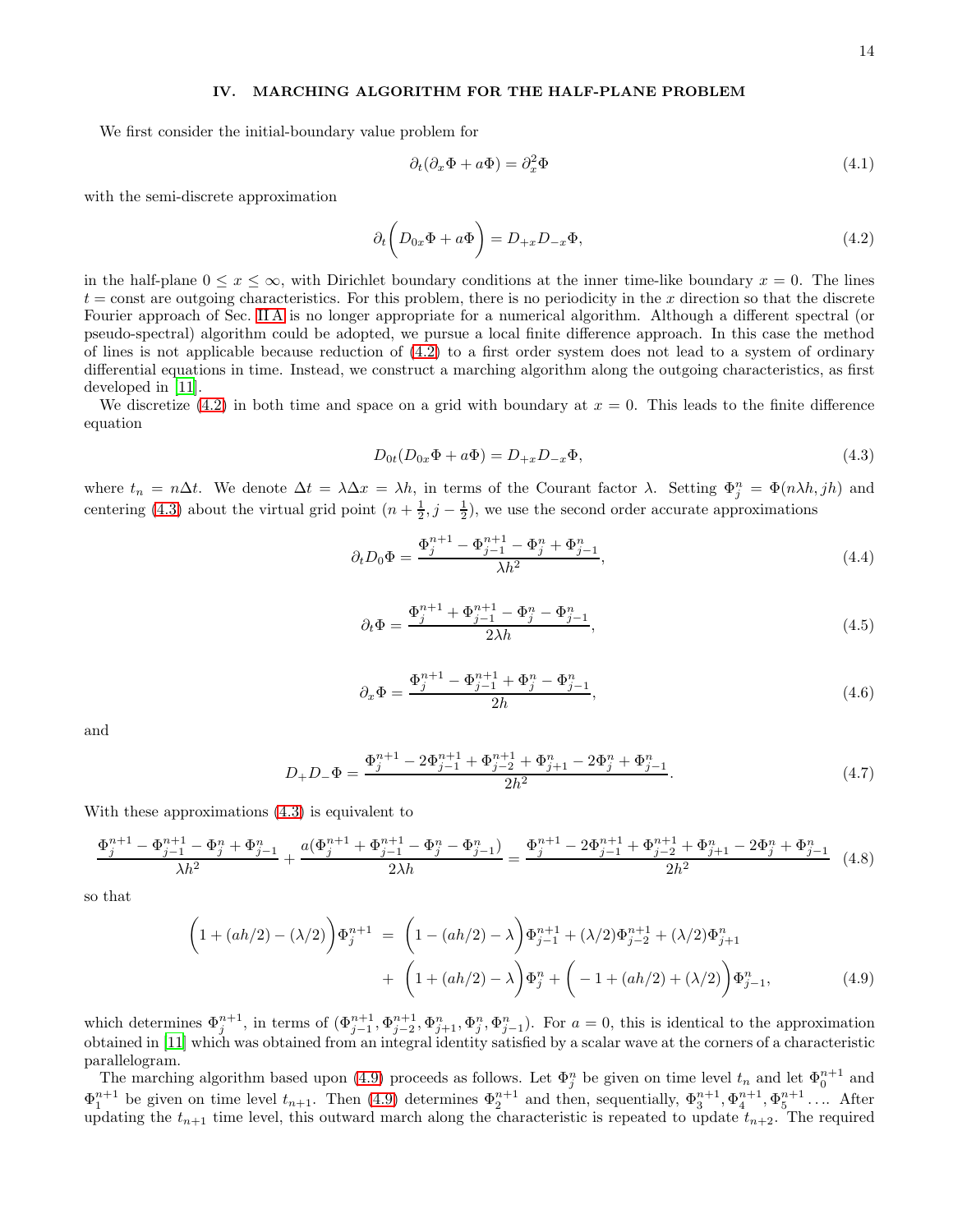## IV. MARCHING ALGORITHM FOR THE HALF-PLANE PROBLEM

We first consider the initial-boundary value problem for

$$\partial_t(\partial_x \Phi + a\Phi) = \partial_x^2 \Phi \tag{4.1}$$

with the semi-discrete approximation

$$\partial_t \bigg( D_{0x}\Phi + a\Phi \bigg) = D_{+x}D_{-x}\Phi, \tag{4.2}$$

in the half-plane $0 \le x \le \infty$, with Dirichlet boundary conditions at the inner time-like boundary $x = 0$. The lines $t = \text{const}$ are outgoing characteristics. For this problem, there is no periodicity in the $x$ direction so that the discrete Fourier approach of Sec. II A is no longer appropriate for a numerical algorithm. Although a different spectral (or pseudo-spectral) algorithm could be adopted, we pursue a local finite difference approach. In this case the method of lines is not applicable because reduction of (4.2) to a first order system does not lead to a system of ordinary differential equations in time. Instead, we construct a marching algorithm along the outgoing characteristics, as first developed in [11].

We discretize (4.2) in both time and space on a grid with boundary at $x = 0$. This leads to the finite difference equation

$$D_{0t}(D_{0x}\Phi + a\Phi) = D_{+x}D_{-x}\Phi, \tag{4.3}$$

where $t_n = n\Delta t$. We denote $\Delta t = \lambda \Delta x = \lambda h$, in terms of the Courant factor $\lambda$. Setting $\Phi^n_j = \Phi(n\lambda h, jh)$ and centering (4.3) about the virtual grid point $(n + \frac{1}{2}, j - \frac{1}{2})$, we use the second order accurate approximations

$$\partial_t D_0 \Phi = \frac{\Phi^{n+1}_j - \Phi^{n+1}_{j-1} - \Phi^n_j + \Phi^n_{j-1}}{\lambda h^2}, \tag{4.4}$$

$$\partial_t \Phi = \frac{\Phi^{n+1}_j + \Phi^{n+1}_{j-1} - \Phi^n_j - \Phi^n_{j-1}}{2\lambda h}, \tag{4.5}$$

$$\partial_x \Phi = \frac{\Phi^{n+1}_j - \Phi^{n+1}_{j-1} + \Phi^n_j - \Phi^n_{j-1}}{2h}, \tag{4.6}$$

and

$$D_+D_-\Phi = \frac{\Phi^{n+1}_j - 2\Phi^{n+1}_{j-1} + \Phi^{n+1}_{j-2} + \Phi^n_{j+1} - 2\Phi^n_j + \Phi^n_{j-1}}{2h^2}. \tag{4.7}$$

With these approximations (4.3) is equivalent to

$$\frac{\Phi^{n+1}_j - \Phi^{n+1}_{j-1} - \Phi^n_j + \Phi^n_{j-1}}{\lambda h^2} + \frac{a(\Phi^{n+1}_j + \Phi^{n+1}_{j-1} - \Phi^n_j - \Phi^n_{j-1})}{2\lambda h} = \frac{\Phi^{n+1}_j - 2\Phi^{n+1}_{j-1} + \Phi^{n+1}_{j-2} + \Phi^n_{j+1} - 2\Phi^n_j + \Phi^n_{j-1}}{2h^2} \tag{4.8}$$

so that

$$\begin{aligned}
\bigg(1 + (ah/2) - (\lambda/2)\bigg)\Phi^{n+1}_j &= \bigg(1 - (ah/2) - \lambda\bigg)\Phi^{n+1}_{j-1} + (\lambda/2)\Phi^{n+1}_{j-2} + (\lambda/2)\Phi^n_{j+1} \\
&+ \bigg(1 + (ah/2) - \lambda\bigg)\Phi^n_j + \bigg(-1 + (ah/2) + (\lambda/2)\bigg)\Phi^n_{j-1},
\end{aligned} \tag{4.9}$$

which determines $\Phi^{n+1}_j$, in terms of $(\Phi^{n+1}_{j-1}, \Phi^{n+1}_{j-2}, \Phi^n_{j+1}, \Phi^n_j, \Phi^n_{j-1})$. For $a = 0$, this is identical to the approximation obtained in [11] which was obtained from an integral identity satisfied by a scalar wave at the corners of a characteristic parallelogram.

The marching algorithm based upon (4.9) proceeds as follows. Let $\Phi^n_j$ be given on time level $t_n$ and let $\Phi^{n+1}_0$ and $\Phi^{n+1}_1$ be given on time level $t_{n+1}$. Then (4.9) determines $\Phi^{n+1}_2$ and then, sequentially, $\Phi^{n+1}_3, \Phi^{n+1}_4, \Phi^{n+1}_5 \ldots$. After updating the $t_{n+1}$ time level, this outward march along the characteristic is repeated to update $t_{n+2}$. The required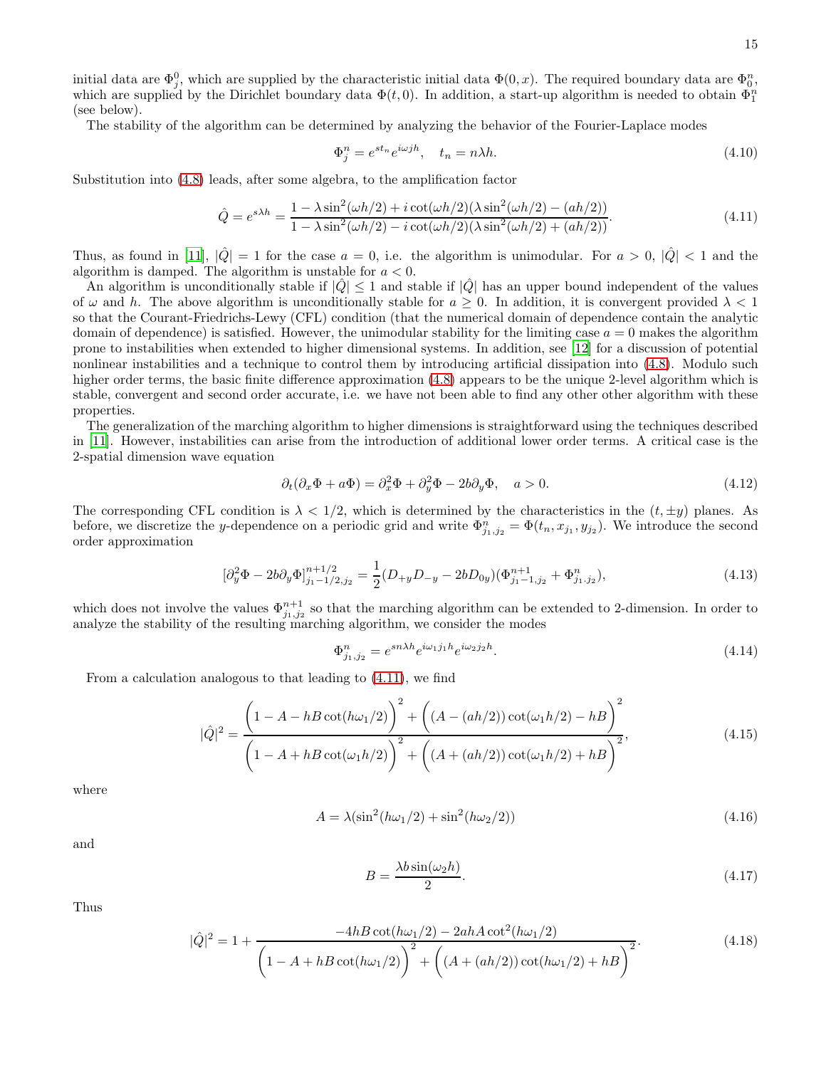initial data are $\Phi^0_j$, which are supplied by the characteristic initial data $\Phi(0, x)$. The required boundary data are $\Phi^n_0$, which are supplied by the Dirichlet boundary data $\Phi(t, 0)$. In addition, a start-up algorithm is needed to obtain $\Phi^n_1$ (see below).

The stability of the algorithm can be determined by analyzing the behavior of the Fourier-Laplace modes

$$\Phi^n_j = e^{st_n} e^{i\omega jh}, \quad t_n = n\lambda h. \tag{4.10}$$

Substitution into (4.8) leads, after some algebra, to the amplification factor

$$\hat{Q} = e^{s\lambda h} = \frac{1 - \lambda \sin^2(\omega h/2) + i \cot(\omega h/2)(\lambda \sin^2(\omega h/2) - (ah/2))}{1 - \lambda \sin^2(\omega h/2) - i \cot(\omega h/2)(\lambda \sin^2(\omega h/2) + (ah/2))}. \tag{4.11}$$

Thus, as found in [11], $|\hat{Q}| = 1$ for the case $a = 0$, i.e. the algorithm is unimodular. For $a > 0$, $|\hat{Q}| < 1$ and the algorithm is damped. The algorithm is unstable for $a < 0$.

An algorithm is unconditionally stable if $|\hat{Q}| \leq 1$ and stable if $|\hat{Q}|$ has an upper bound independent of the values of $\omega$ and $h$. The above algorithm is unconditionally stable for $a \geq 0$. In addition, it is convergent provided $\lambda < 1$ so that the Courant-Friedrichs-Lewy (CFL) condition (that the numerical domain of dependence contain the analytic domain of dependence) is satisfied. However, the unimodular stability for the limiting case $a = 0$ makes the algorithm prone to instabilities when extended to higher dimensional systems. In addition, see [12] for a discussion of potential nonlinear instabilities and a technique to control them by introducing artificial dissipation into (4.8). Modulo such higher order terms, the basic finite difference approximation (4.8) appears to be the unique 2-level algorithm which is stable, convergent and second order accurate, i.e. we have not been able to find any other other algorithm with these properties.

The generalization of the marching algorithm to higher dimensions is straightforward using the techniques described in [11]. However, instabilities can arise from the introduction of additional lower order terms. A critical case is the 2-spatial dimension wave equation

$$\partial_t(\partial_x \Phi + a\Phi) = \partial^2_x \Phi + \partial^2_y \Phi - 2b\partial_y \Phi, \quad a > 0. \tag{4.12}$$

The corresponding CFL condition is $\lambda < 1/2$, which is determined by the characteristics in the $(t, \pm y)$ planes. As before, we discretize the $y$-dependence on a periodic grid and write $\Phi^n_{j_1,j_2} = \Phi(t_n, x_{j_1}, y_{j_2})$. We introduce the second order approximation

$$[\partial^2_y \Phi - 2b\partial_y \Phi]^{n+1/2}_{j_1-1/2,j_2} = \frac{1}{2}(D_{+y}D_{-y} - 2bD_{0y})(\Phi^{n+1}_{j_1-1,j_2} + \Phi^n_{j_1.j_2}), \tag{4.13}$$

which does not involve the values $\Phi^{n+1}_{j_1,j_2}$ so that the marching algorithm can be extended to 2-dimension. In order to analyze the stability of the resulting marching algorithm, we consider the modes

$$\Phi^n_{j_1,j_2} = e^{sn\lambda h} e^{i\omega_1 j_1 h} e^{i\omega_2 j_2 h}. \tag{4.14}$$

From a calculation analogous to that leading to (4.11), we find

$$|\hat{Q}|^2 = \frac{\Big(1 - A - hB\cot(h\omega_1/2)\Big)^2 + \Big((A - (ah/2))\cot(\omega_1 h/2) - hB\Big)^2}{\Big(1 - A + hB\cot(\omega_1 h/2)\Big)^2 + \Big((A + (ah/2))\cot(\omega_1 h/2) + hB\Big)^2}, \tag{4.15}$$

where

$$A = \lambda(\sin^2(h\omega_1/2) + \sin^2(h\omega_2/2)) \tag{4.16}$$

and

$$B = \frac{\lambda b \sin(\omega_2 h)}{2}. \tag{4.17}$$

Thus

$$|\hat{Q}|^2 = 1 + \frac{-4hB\cot(h\omega_1/2) - 2ahA\cot^2(h\omega_1/2)}{\Big(1 - A + hB\cot(h\omega_1/2)\Big)^2 + \Big((A + (ah/2))\cot(h\omega_1/2) + hB\Big)^2}. \tag{4.18}$$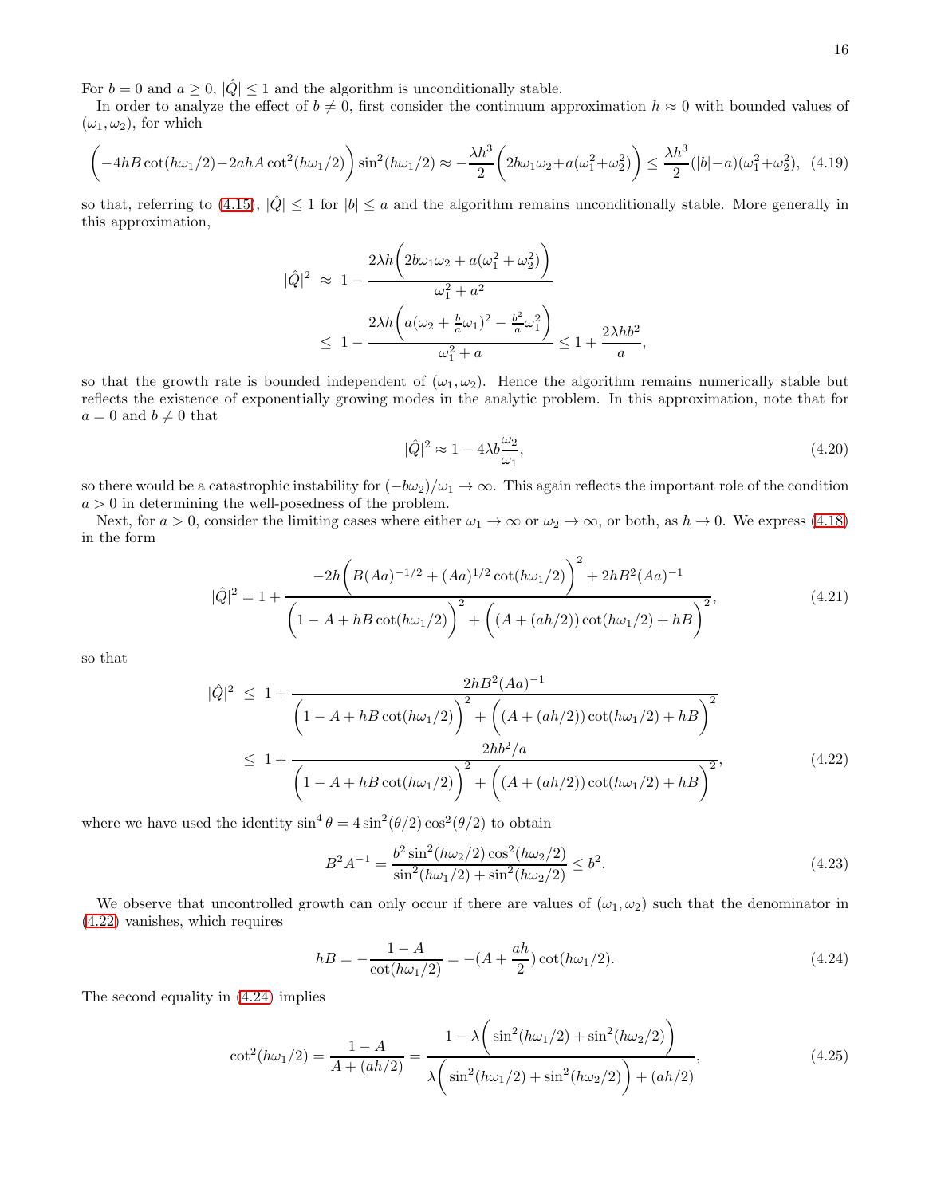For $b = 0$ and $a \geq 0$, $|\hat{Q}| \leq 1$ and the algorithm is unconditionally stable.

In order to analyze the effect of $b \neq 0$, first consider the continuum approximation $h \approx 0$ with bounded values of $(\omega_1, \omega_2)$, for which

$$\left(-4hB\cot(h\omega_1/2) - 2ahA\cot^2(h\omega_1/2)\right)\sin^2(h\omega_1/2) \approx -\frac{\lambda h^3}{2}\left(2b\omega_1\omega_2 + a(\omega_1^2+\omega_2^2)\right) \leq \frac{\lambda h^3}{2}(|b|-a)(\omega_1^2+\omega_2^2), \quad (4.19)$$

so that, referring to (4.15), $|\hat{Q}| \leq 1$ for $|b| \leq a$ and the algorithm remains unconditionally stable. More generally in this approximation,

$$\begin{aligned}
|\hat{Q}|^2 &\approx 1 - \frac{2\lambda h\left(2b\omega_1\omega_2 + a(\omega_1^2+\omega_2^2)\right)}{\omega_1^2 + a^2} \\
&\leq 1 - \frac{2\lambda h\left(a(\omega_2 + \frac{b}{a}\omega_1)^2 - \frac{b^2}{a}\omega_1^2\right)}{\omega_1^2 + a} \leq 1 + \frac{2\lambda h b^2}{a},
\end{aligned}$$

so that the growth rate is bounded independent of $(\omega_1, \omega_2)$. Hence the algorithm remains numerically stable but reflects the existence of exponentially growing modes in the analytic problem. In this approximation, note that for $a = 0$ and $b \neq 0$ that

$$|\hat{Q}|^2 \approx 1 - 4\lambda b\frac{\omega_2}{\omega_1}, \quad (4.20)$$

so there would be a catastrophic instability for $(-b\omega_2)/\omega_1 \to \infty$. This again reflects the important role of the condition $a > 0$ in determining the well-posedness of the problem.

Next, for $a > 0$, consider the limiting cases where either $\omega_1 \to \infty$ or $\omega_2 \to \infty$, or both, as $h \to 0$. We express (4.18) in the form

$$|\hat{Q}|^2 = 1 + \frac{-2h\left(B(Aa)^{-1/2} + (Aa)^{1/2}\cot(h\omega_1/2)\right)^2 + 2hB^2(Aa)^{-1}}{\left(1 - A + hB\cot(h\omega_1/2)\right)^2 + \left((A + (ah/2))\cot(h\omega_1/2) + hB\right)^2}, \quad (4.21)$$

so that

$$\begin{aligned}
|\hat{Q}|^2 &\leq 1 + \frac{2hB^2(Aa)^{-1}}{\left(1 - A + hB\cot(h\omega_1/2)\right)^2 + \left((A + (ah/2))\cot(h\omega_1/2) + hB\right)^2} \\
&\leq 1 + \frac{2hb^2/a}{\left(1 - A + hB\cot(h\omega_1/2)\right)^2 + \left((A + (ah/2))\cot(h\omega_1/2) + hB\right)^2},
\end{aligned} \quad (4.22)$$

where we have used the identity $\sin^4\theta = 4\sin^2(\theta/2)\cos^2(\theta/2)$ to obtain

$$B^2 A^{-1} = \frac{b^2\sin^2(h\omega_2/2)\cos^2(h\omega_2/2)}{\sin^2(h\omega_1/2) + \sin^2(h\omega_2/2)} \leq b^2. \quad (4.23)$$

We observe that uncontrolled growth can only occur if there are values of $(\omega_1, \omega_2)$ such that the denominator in (4.22) vanishes, which requires

$$hB = -\frac{1-A}{\cot(h\omega_1/2)} = -(A + \frac{ah}{2})\cot(h\omega_1/2). \quad (4.24)$$

The second equality in (4.24) implies

$$\cot^2(h\omega_1/2) = \frac{1-A}{A + (ah/2)} = \frac{1 - \lambda\left(\sin^2(h\omega_1/2) + \sin^2(h\omega_2/2)\right)}{\lambda\left(\sin^2(h\omega_1/2) + \sin^2(h\omega_2/2)\right) + (ah/2)}, \quad (4.25)$$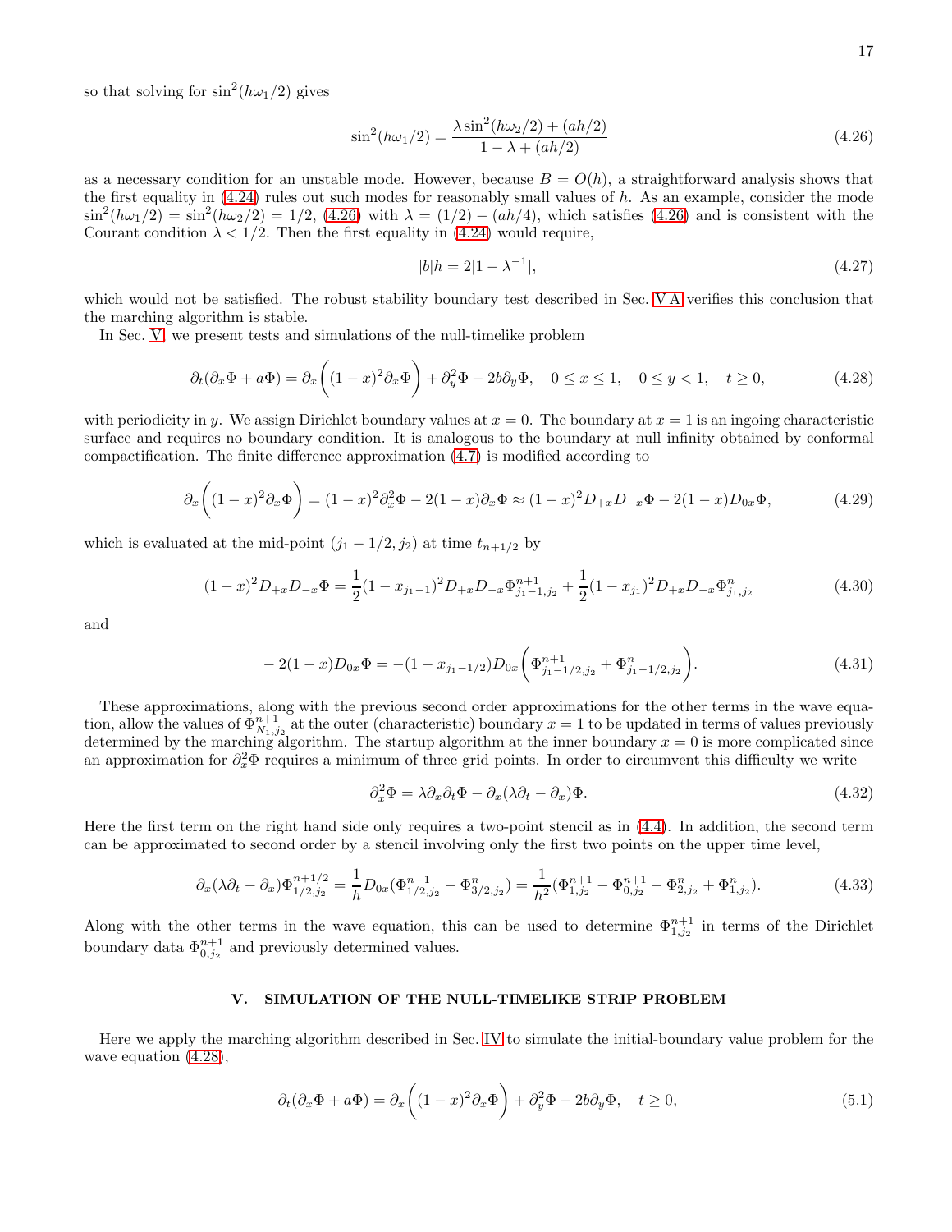so that solving for $\sin^2(h\omega_1/2)$ gives

$$\sin^2(h\omega_1/2) = \frac{\lambda \sin^2(h\omega_2/2) + (ah/2)}{1 - \lambda + (ah/2)} \tag{4.26}$$

as a necessary condition for an unstable mode. However, because $B = O(h)$, a straightforward analysis shows that the first equality in (4.24) rules out such modes for reasonably small values of $h$. As an example, consider the mode $\sin^2(h\omega_1/2) = \sin^2(h\omega_2/2) = 1/2$, (4.26) with $\lambda = (1/2) - (ah/4)$, which satisfies (4.26) and is consistent with the Courant condition $\lambda < 1/2$. Then the first equality in (4.24) would require,

$$|b|h = 2|1 - \lambda^{-1}|, \tag{4.27}$$

which would not be satisfied. The robust stability boundary test described in Sec. V A verifies this conclusion that the marching algorithm is stable.

In Sec. V we present tests and simulations of the null-timelike problem

$$\partial_t(\partial_x \Phi + a\Phi) = \partial_x\bigg((1-x)^2 \partial_x \Phi\bigg) + \partial_y^2 \Phi - 2b\partial_y \Phi, \quad 0 \le x \le 1, \quad 0 \le y < 1, \quad t \ge 0, \tag{4.28}$$

with periodicity in $y$. We assign Dirichlet boundary values at $x = 0$. The boundary at $x = 1$ is an ingoing characteristic surface and requires no boundary condition. It is analogous to the boundary at null infinity obtained by conformal compactification. The finite difference approximation (4.7) is modified according to

$$\partial_x\bigg((1-x)^2 \partial_x \Phi\bigg) = (1-x)^2 \partial_x^2 \Phi - 2(1-x)\partial_x \Phi \approx (1-x)^2 D_{+x} D_{-x} \Phi - 2(1-x) D_{0x} \Phi, \tag{4.29}$$

which is evaluated at the mid-point $(j_1 - 1/2, j_2)$ at time $t_{n+1/2}$ by

$$(1-x)^2 D_{+x} D_{-x} \Phi = \frac{1}{2}(1 - x_{j_1 - 1})^2 D_{+x} D_{-x} \Phi^{n+1}_{j_1 - 1, j_2} + \frac{1}{2}(1 - x_{j_1})^2 D_{+x} D_{-x} \Phi^{n}_{j_1, j_2} \tag{4.30}$$

and

$$-2(1-x) D_{0x} \Phi = -(1 - x_{j_1 - 1/2}) D_{0x}\bigg(\Phi^{n+1}_{j_1 - 1/2, j_2} + \Phi^{n}_{j_1 - 1/2, j_2}\bigg). \tag{4.31}$$

These approximations, along with the previous second order approximations for the other terms in the wave equation, allow the values of $\Phi^{n+1}_{N_1, j_2}$ at the outer (characteristic) boundary $x = 1$ to be updated in terms of values previously determined by the marching algorithm. The startup algorithm at the inner boundary $x = 0$ is more complicated since an approximation for $\partial_x^2 \Phi$ requires a minimum of three grid points. In order to circumvent this difficulty we write

$$\partial_x^2 \Phi = \lambda \partial_x \partial_t \Phi - \partial_x(\lambda \partial_t - \partial_x)\Phi. \tag{4.32}$$

Here the first term on the right hand side only requires a two-point stencil as in (4.4). In addition, the second term can be approximated to second order by a stencil involving only the first two points on the upper time level,

$$\partial_x(\lambda \partial_t - \partial_x)\Phi^{n+1/2}_{1/2, j_2} = \frac{1}{h} D_{0x}(\Phi^{n+1}_{1/2, j_2} - \Phi^{n}_{3/2, j_2}) = \frac{1}{h^2}(\Phi^{n+1}_{1, j_2} - \Phi^{n+1}_{0, j_2} - \Phi^{n}_{2, j_2} + \Phi^{n}_{1, j_2}). \tag{4.33}$$

Along with the other terms in the wave equation, this can be used to determine $\Phi^{n+1}_{1, j_2}$ in terms of the Dirichlet boundary data $\Phi^{n+1}_{0, j_2}$ and previously determined values.

## V. SIMULATION OF THE NULL-TIMELIKE STRIP PROBLEM

Here we apply the marching algorithm described in Sec. IV to simulate the initial-boundary value problem for the wave equation (4.28),

$$\partial_t(\partial_x \Phi + a\Phi) = \partial_x\bigg((1-x)^2 \partial_x \Phi\bigg) + \partial_y^2 \Phi - 2b\partial_y \Phi, \quad t \ge 0, \tag{5.1}$$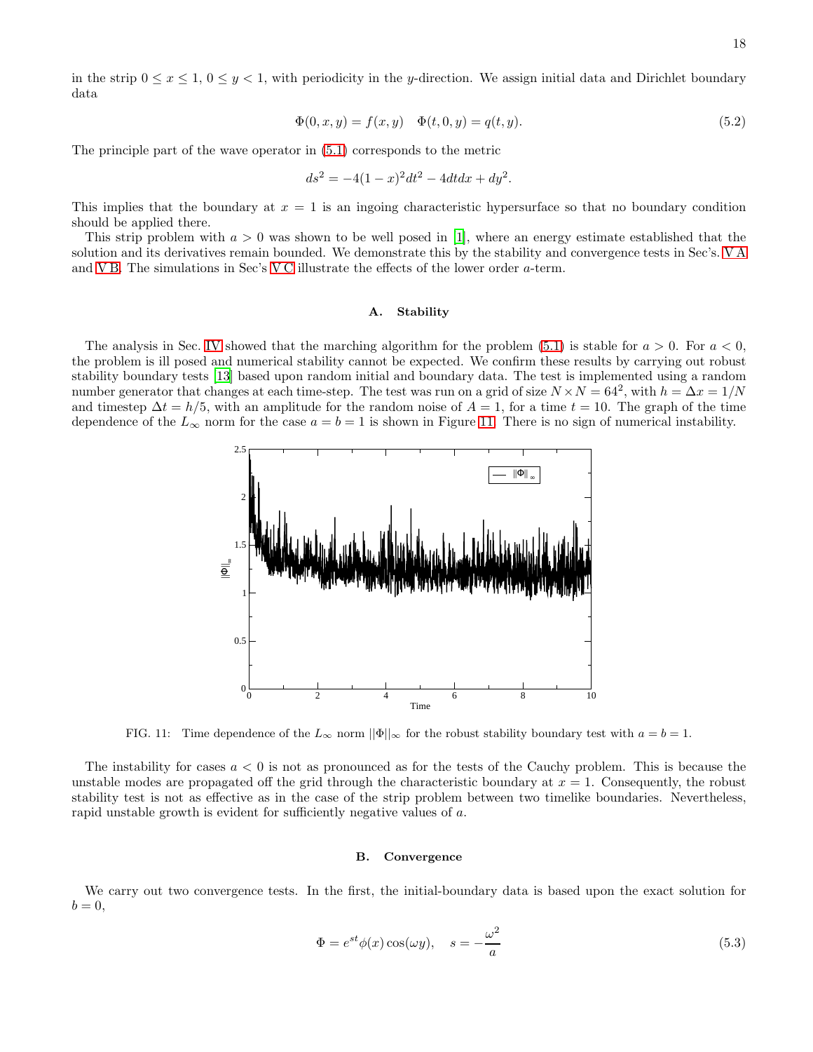in the strip $0 \le x \le 1$, $0 \le y < 1$, with periodicity in the $y$-direction. We assign initial data and Dirichlet boundary data

$$\Phi(0,x,y) = f(x,y) \quad \Phi(t,0,y) = q(t,y). \tag{5.2}$$

The principle part of the wave operator in (5.1) corresponds to the metric

$$ds^2 = -4(1-x)^2 dt^2 - 4dtdx + dy^2.$$

This implies that the boundary at $x = 1$ is an ingoing characteristic hypersurface so that no boundary condition should be applied there.

This strip problem with $a > 0$ was shown to be well posed in [1], where an energy estimate established that the solution and its derivatives remain bounded. We demonstrate this by the stability and convergence tests in Sec's. V A and V B. The simulations in Sec's V C illustrate the effects of the lower order $a$-term.

### A. Stability

The analysis in Sec. IV showed that the marching algorithm for the problem (5.1) is stable for $a > 0$. For $a < 0$, the problem is ill posed and numerical stability cannot be expected. We confirm these results by carrying out robust stability boundary tests [13] based upon random initial and boundary data. The test is implemented using a random number generator that changes at each time-step. The test was run on a grid of size $N \times N = 64^2$, with $h = \Delta x = 1/N$ and timestep $\Delta t = h/5$, with an amplitude for the random noise of $A = 1$, for a time $t = 10$. The graph of the time dependence of the $L_\infty$ norm for the case $a = b = 1$ is shown in Figure 11. There is no sign of numerical instability.

FIG. 11: Time dependence of the $L_\infty$ norm $||\Phi||_\infty$ for the robust stability boundary test with $a = b = 1$.

The instability for cases $a < 0$ is not as pronounced as for the tests of the Cauchy problem. This is because the unstable modes are propagated off the grid through the characteristic boundary at $x = 1$. Consequently, the robust stability test is not as effective as in the case of the strip problem between two timelike boundaries. Nevertheless, rapid unstable growth is evident for sufficiently negative values of $a$.

### B. Convergence

We carry out two convergence tests. In the first, the initial-boundary data is based upon the exact solution for $b = 0$,

$$\Phi = e^{st}\phi(x)\cos(\omega y), \quad s = -\frac{\omega^2}{a} \tag{5.3}$$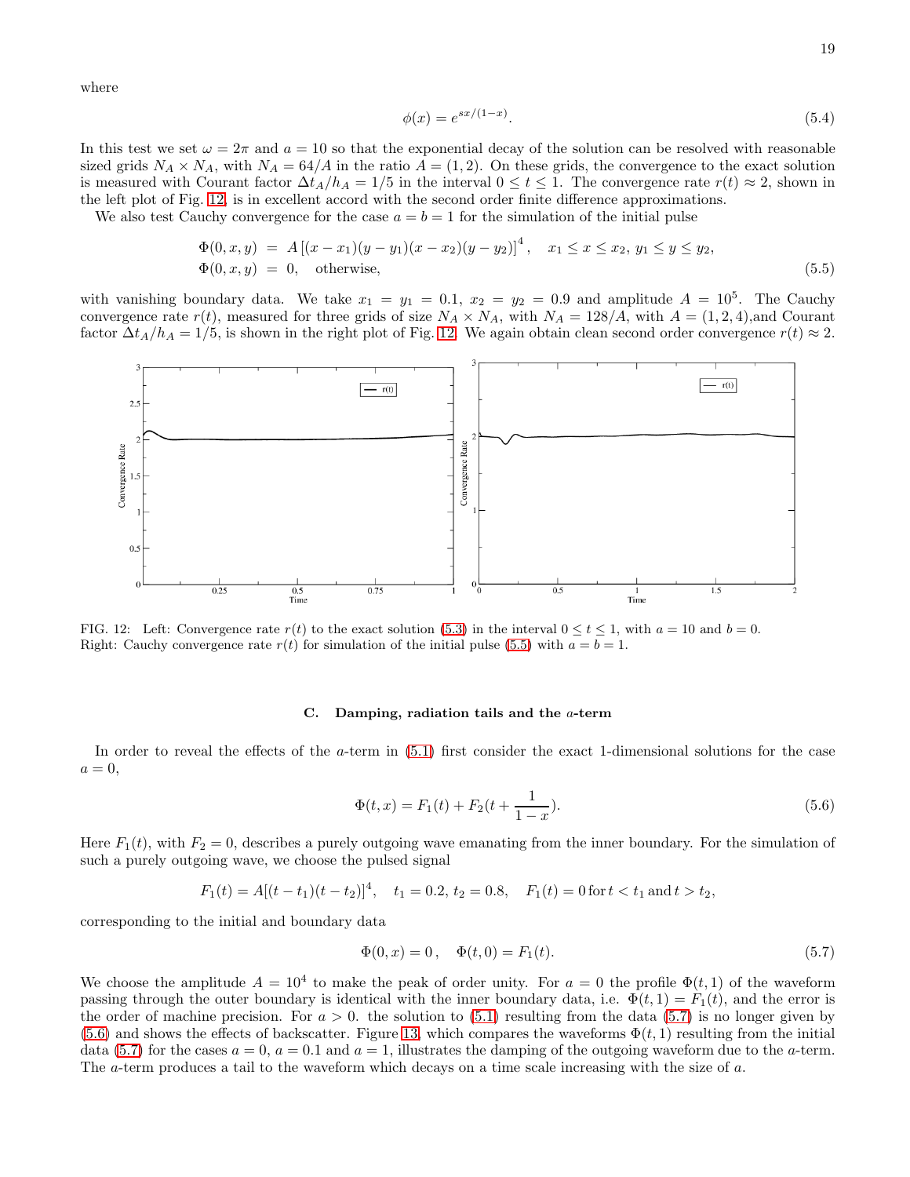where

$$\phi(x) = e^{sx/(1-x)}. \tag{5.4}$$

In this test we set $\omega = 2\pi$ and $a = 10$ so that the exponential decay of the solution can be resolved with reasonable sized grids $N_A \times N_A$, with $N_A = 64/A$ in the ratio $A = (1, 2)$. On these grids, the convergence to the exact solution is measured with Courant factor $\Delta t_A/h_A = 1/5$ in the interval $0 \le t \le 1$. The convergence rate $r(t) \approx 2$, shown in the left plot of Fig. 12, is in excellent accord with the second order finite difference approximations.

We also test Cauchy convergence for the case $a = b = 1$ for the simulation of the initial pulse

$$\begin{aligned}
\Phi(0, x, y) &= A\left[(x - x_1)(y - y_1)(x - x_2)(y - y_2)\right]^4, \quad x_1 \le x \le x_2,\, y_1 \le y \le y_2, \\
\Phi(0, x, y) &= 0, \quad \text{otherwise},
\end{aligned} \tag{5.5}$$

with vanishing boundary data. We take $x_1 = y_1 = 0.1$, $x_2 = y_2 = 0.9$ and amplitude $A = 10^5$. The Cauchy convergence rate $r(t)$, measured for three grids of size $N_A \times N_A$, with $N_A = 128/A$, with $A = (1, 2, 4)$,and Courant factor $\Delta t_A/h_A = 1/5$, is shown in the right plot of Fig. 12. We again obtain clean second order convergence $r(t) \approx 2$.

FIG. 12: Left: Convergence rate $r(t)$ to the exact solution (5.3) in the interval $0 \le t \le 1$, with $a = 10$ and $b = 0$. Right: Cauchy convergence rate $r(t)$ for simulation of the initial pulse (5.5) with $a = b = 1$.

### C. Damping, radiation tails and the $a$-term

In order to reveal the effects of the $a$-term in (5.1) first consider the exact 1-dimensional solutions for the case $a = 0$,

$$\Phi(t, x) = F_1(t) + F_2(t + \frac{1}{1 - x}). \tag{5.6}$$

Here $F_1(t)$, with $F_2 = 0$, describes a purely outgoing wave emanating from the inner boundary. For the simulation of such a purely outgoing wave, we choose the pulsed signal

$$F_1(t) = A[(t - t_1)(t - t_2)]^4, \quad t_1 = 0.2,\, t_2 = 0.8, \quad F_1(t) = 0 \,\text{for}\, t < t_1 \,\text{and}\, t > t_2,$$

corresponding to the initial and boundary data

$$\Phi(0, x) = 0\,, \quad \Phi(t, 0) = F_1(t). \tag{5.7}$$

We choose the amplitude $A = 10^4$ to make the peak of order unity. For $a = 0$ the profile $\Phi(t, 1)$ of the waveform passing through the outer boundary is identical with the inner boundary data, i.e. $\Phi(t, 1) = F_1(t)$, and the error is the order of machine precision. For $a > 0$. the solution to (5.1) resulting from the data (5.7) is no longer given by (5.6) and shows the effects of backscatter. Figure 13, which compares the waveforms $\Phi(t, 1)$ resulting from the initial data (5.7) for the cases $a = 0$, $a = 0.1$ and $a = 1$, illustrates the damping of the outgoing waveform due to the $a$-term. The $a$-term produces a tail to the waveform which decays on a time scale increasing with the size of $a$.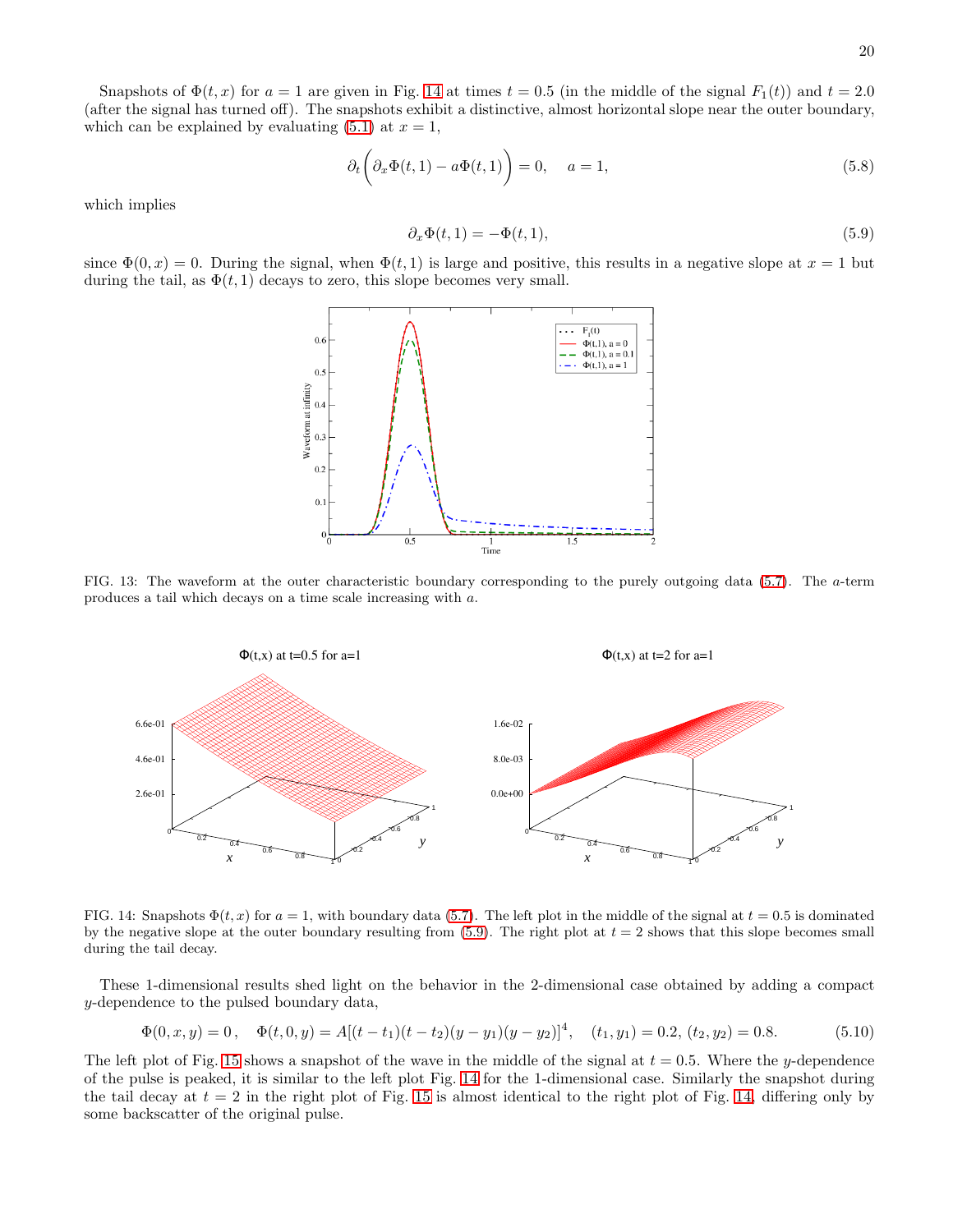Snapshots of $\Phi(t,x)$ for $a = 1$ are given in Fig. 14 at times $t = 0.5$ (in the middle of the signal $F_1(t)$) and $t = 2.0$ (after the signal has turned off). The snapshots exhibit a distinctive, almost horizontal slope near the outer boundary, which can be explained by evaluating (5.1) at $x = 1$,

$$\partial_t \Big( \partial_x \Phi(t,1) - a\Phi(t,1) \Big) = 0, \quad a = 1, \tag{5.8}$$

which implies

$$\partial_x \Phi(t,1) = -\Phi(t,1), \tag{5.9}$$

since $\Phi(0,x) = 0$. During the signal, when $\Phi(t,1)$ is large and positive, this results in a negative slope at $x = 1$ but during the tail, as $\Phi(t,1)$ decays to zero, this slope becomes very small.

FIG. 13: The waveform at the outer characteristic boundary corresponding to the purely outgoing data (5.7). The $a$-term produces a tail which decays on a time scale increasing with $a$.

FIG. 14: Snapshots $\Phi(t,x)$ for $a = 1$, with boundary data (5.7). The left plot in the middle of the signal at $t = 0.5$ is dominated by the negative slope at the outer boundary resulting from (5.9). The right plot at $t = 2$ shows that this slope becomes small during the tail decay.

These 1-dimensional results shed light on the behavior in the 2-dimensional case obtained by adding a compact $y$-dependence to the pulsed boundary data,

$$\Phi(0,x,y) = 0\,, \quad \Phi(t,0,y) = A[(t-t_1)(t-t_2)(y-y_1)(y-y_2)]^4, \quad (t_1,y_1) = 0.2,\, (t_2,y_2) = 0.8. \tag{5.10}$$

The left plot of Fig. 15 shows a snapshot of the wave in the middle of the signal at $t = 0.5$. Where the $y$-dependence of the pulse is peaked, it is similar to the left plot Fig. 14 for the 1-dimensional case. Similarly the snapshot during the tail decay at $t = 2$ in the right plot of Fig. 15 is almost identical to the right plot of Fig. 14, differing only by some backscatter of the original pulse.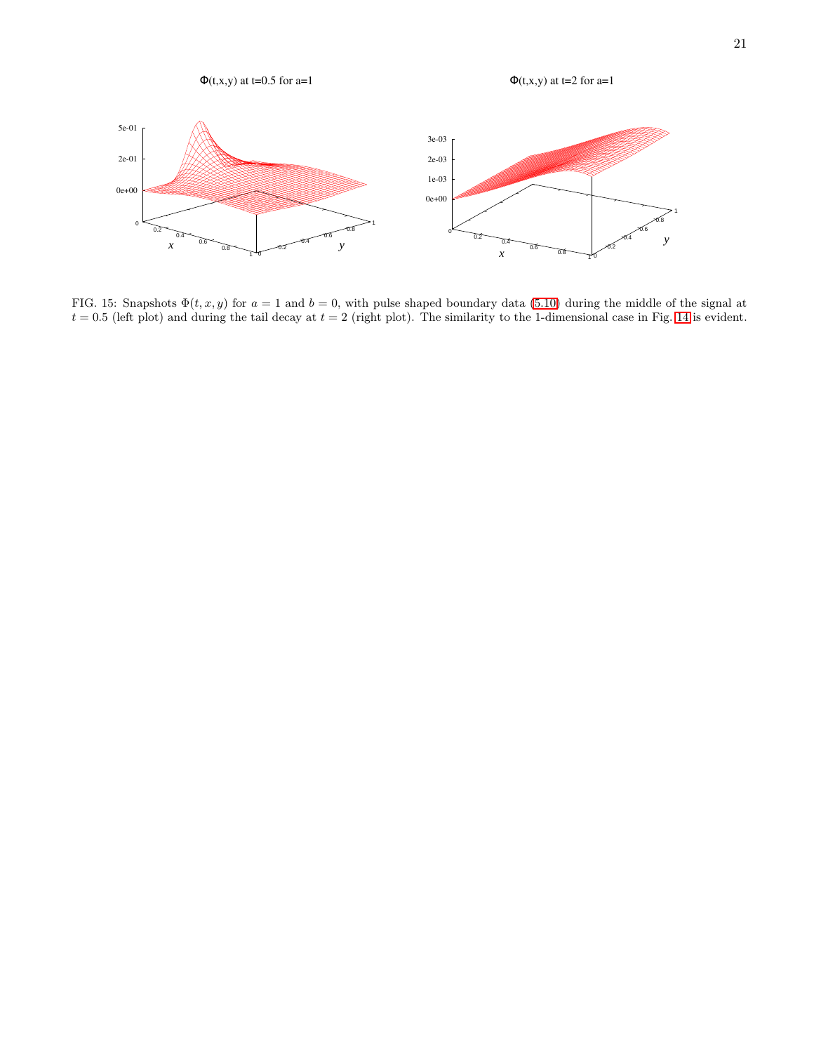FIG. 15: Snapshots $\Phi(t, x, y)$ for $a = 1$ and $b = 0$, with pulse shaped boundary data (5.10) during the middle of the signal at $t = 0.5$ (left plot) and during the tail decay at $t = 2$ (right plot). The similarity to the 1-dimensional case in Fig. 14 is evident.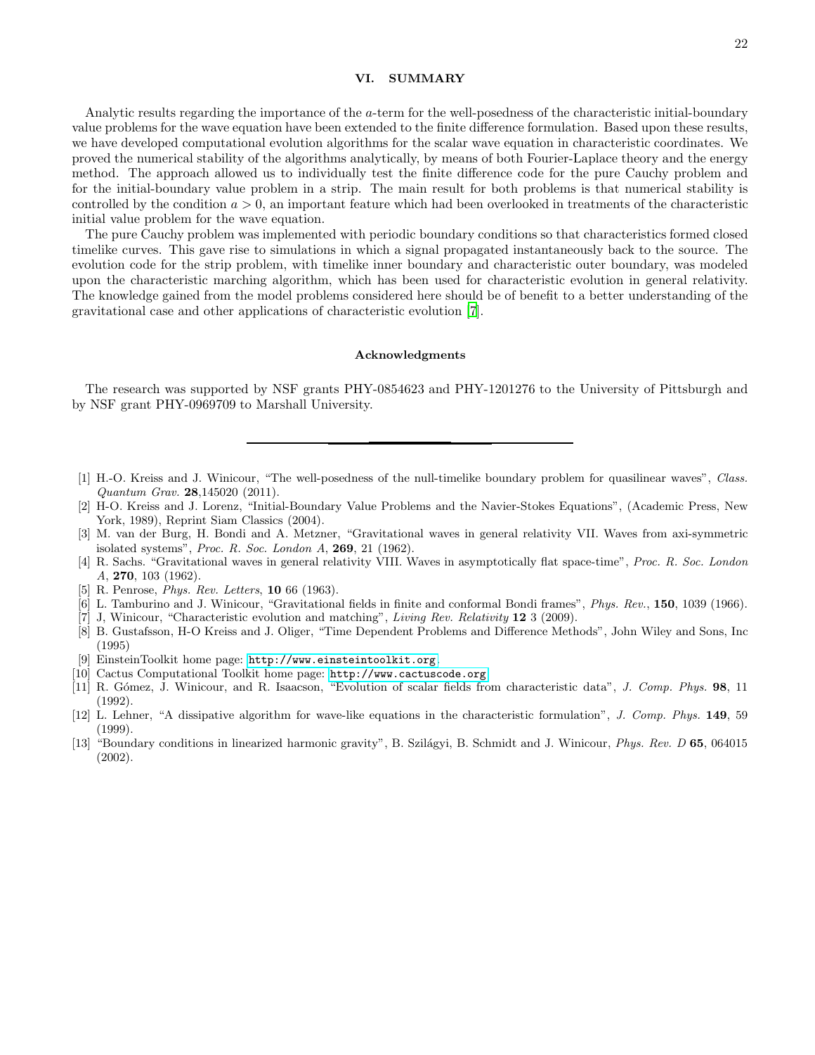## VI. SUMMARY

Analytic results regarding the importance of the $a$-term for the well-posedness of the characteristic initial-boundary value problems for the wave equation have been extended to the finite difference formulation. Based upon these results, we have developed computational evolution algorithms for the scalar wave equation in characteristic coordinates. We proved the numerical stability of the algorithms analytically, by means of both Fourier-Laplace theory and the energy method. The approach allowed us to individually test the finite difference code for the pure Cauchy problem and for the initial-boundary value problem in a strip. The main result for both problems is that numerical stability is controlled by the condition $a > 0$, an important feature which had been overlooked in treatments of the characteristic initial value problem for the wave equation.

The pure Cauchy problem was implemented with periodic boundary conditions so that characteristics formed closed timelike curves. This gave rise to simulations in which a signal propagated instantaneously back to the source. The evolution code for the strip problem, with timelike inner boundary and characteristic outer boundary, was modeled upon the characteristic marching algorithm, which has been used for characteristic evolution in general relativity. The knowledge gained from the model problems considered here should be of benefit to a better understanding of the gravitational case and other applications of characteristic evolution [7].

### Acknowledgments

The research was supported by NSF grants PHY-0854623 and PHY-1201276 to the University of Pittsburgh and by NSF grant PHY-0969709 to Marshall University.

---

[1] H.-O. Kreiss and J. Winicour, "The well-posedness of the null-timelike boundary problem for quasilinear waves", *Class. Quantum Grav.* **28**,145020 (2011).

[2] H-O. Kreiss and J. Lorenz, "Initial-Boundary Value Problems and the Navier-Stokes Equations", (Academic Press, New York, 1989), Reprint Siam Classics (2004).

[3] M. van der Burg, H. Bondi and A. Metzner, "Gravitational waves in general relativity VII. Waves from axi-symmetric isolated systems", *Proc. R. Soc. London A*, **269**, 21 (1962).

[4] R. Sachs. "Gravitational waves in general relativity VIII. Waves in asymptotically flat space-time", *Proc. R. Soc. London A*, **270**, 103 (1962).

[5] R. Penrose, *Phys. Rev. Letters*, **10** 66 (1963).

[6] L. Tamburino and J. Winicour, "Gravitational fields in finite and conformal Bondi frames", *Phys. Rev.*, **150**, 1039 (1966).

[7] J, Winicour, "Characteristic evolution and matching", *Living Rev. Relativity* **12** 3 (2009).

[8] B. Gustafsson, H-O Kreiss and J. Oliger, "Time Dependent Problems and Difference Methods", John Wiley and Sons, Inc (1995)

[9] EinsteinToolkit home page: http://www.einsteintoolkit.org.

[10] Cactus Computational Toolkit home page: http://www.cactuscode.org.

[11] R. Gómez, J. Winicour, and R. Isaacson, "Evolution of scalar fields from characteristic data", *J. Comp. Phys.* **98**, 11 (1992).

[12] L. Lehner, "A dissipative algorithm for wave-like equations in the characteristic formulation", *J. Comp. Phys.* **149**, 59 (1999).

[13] "Boundary conditions in linearized harmonic gravity", B. Szilágyi, B. Schmidt and J. Winicour, *Phys. Rev. D* **65**, 064015 (2002).